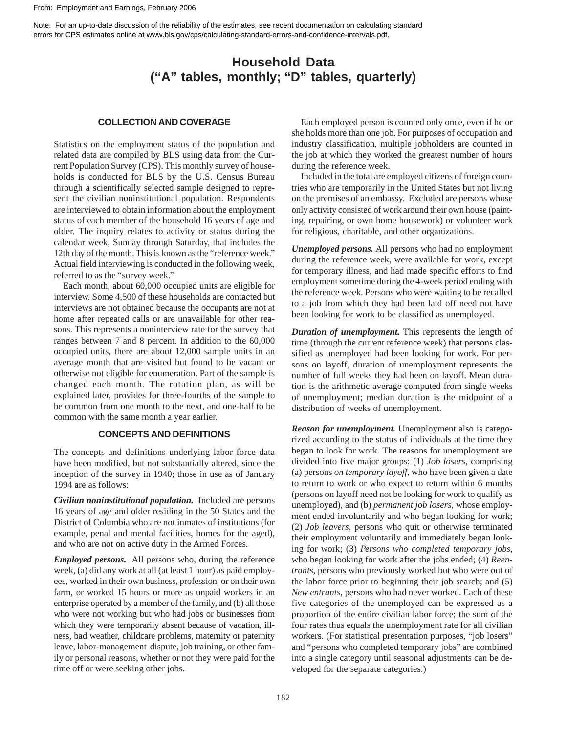From: Employment and Earnings, February 2006

Note: For an up-to-date discussion of the reliability of the estimates, see recent documentation on calculating standard errors for CPS estimates online at www.bls.gov/cps/calculating-standard-errors-and-confidence-intervals.pdf.

# Household Data
# ("A" tables, monthly; "D" tables, quarterly)

## COLLECTION AND COVERAGE

Statistics on the employment status of the population and related data are compiled by BLS using data from the Current Population Survey (CPS). This monthly survey of households is conducted for BLS by the U.S. Census Bureau through a scientifically selected sample designed to represent the civilian noninstitutional population. Respondents are interviewed to obtain information about the employment status of each member of the household 16 years of age and older. The inquiry relates to activity or status during the calendar week, Sunday through Saturday, that includes the 12th day of the month. This is known as the "reference week." Actual field interviewing is conducted in the following week, referred to as the "survey week."

Each month, about 60,000 occupied units are eligible for interview. Some 4,500 of these households are contacted but interviews are not obtained because the occupants are not at home after repeated calls or are unavailable for other reasons. This represents a noninterview rate for the survey that ranges between 7 and 8 percent. In addition to the 60,000 occupied units, there are about 12,000 sample units in an average month that are visited but found to be vacant or otherwise not eligible for enumeration. Part of the sample is changed each month. The rotation plan, as will be explained later, provides for three-fourths of the sample to be common from one month to the next, and one-half to be common with the same month a year earlier.

## CONCEPTS AND DEFINITIONS

The concepts and definitions underlying labor force data have been modified, but not substantially altered, since the inception of the survey in 1940; those in use as of January 1994 are as follows:

***Civilian noninstitutional population.*** Included are persons 16 years of age and older residing in the 50 States and the District of Columbia who are not inmates of institutions (for example, penal and mental facilities, homes for the aged), and who are not on active duty in the Armed Forces.

***Employed persons.*** All persons who, during the reference week, (a) did any work at all (at least 1 hour) as paid employees, worked in their own business, profession, or on their own farm, or worked 15 hours or more as unpaid workers in an enterprise operated by a member of the family, and (b) all those who were not working but who had jobs or businesses from which they were temporarily absent because of vacation, illness, bad weather, childcare problems, maternity or paternity leave, labor-management dispute, job training, or other family or personal reasons, whether or not they were paid for the time off or were seeking other jobs.

Each employed person is counted only once, even if he or she holds more than one job. For purposes of occupation and industry classification, multiple jobholders are counted in the job at which they worked the greatest number of hours during the reference week.

Included in the total are employed citizens of foreign countries who are temporarily in the United States but not living on the premises of an embassy. Excluded are persons whose only activity consisted of work around their own house (painting, repairing, or own home housework) or volunteer work for religious, charitable, and other organizations.

***Unemployed persons.*** All persons who had no employment during the reference week, were available for work, except for temporary illness, and had made specific efforts to find employment sometime during the 4-week period ending with the reference week. Persons who were waiting to be recalled to a job from which they had been laid off need not have been looking for work to be classified as unemployed.

***Duration of unemployment.*** This represents the length of time (through the current reference week) that persons classified as unemployed had been looking for work. For persons on layoff, duration of unemployment represents the number of full weeks they had been on layoff. Mean duration is the arithmetic average computed from single weeks of unemployment; median duration is the midpoint of a distribution of weeks of unemployment.

***Reason for unemployment.*** Unemployment also is categorized according to the status of individuals at the time they began to look for work. The reasons for unemployment are divided into five major groups: (1) *Job losers*, comprising (a) persons *on temporary layoff*, who have been given a date to return to work or who expect to return within 6 months (persons on layoff need not be looking for work to qualify as unemployed), and (b) *permanent job losers*, whose employment ended involuntarily and who began looking for work; (2) *Job leavers*, persons who quit or otherwise terminated their employment voluntarily and immediately began looking for work; (3) *Persons who completed temporary jobs*, who began looking for work after the jobs ended; (4) *Reentrants*, persons who previously worked but who were out of the labor force prior to beginning their job search; and (5) *New entrants*, persons who had never worked. Each of these five categories of the unemployed can be expressed as a proportion of the entire civilian labor force; the sum of the four rates thus equals the unemployment rate for all civilian workers. (For statistical presentation purposes, "job losers" and "persons who completed temporary jobs" are combined into a single category until seasonal adjustments can be developed for the separate categories.)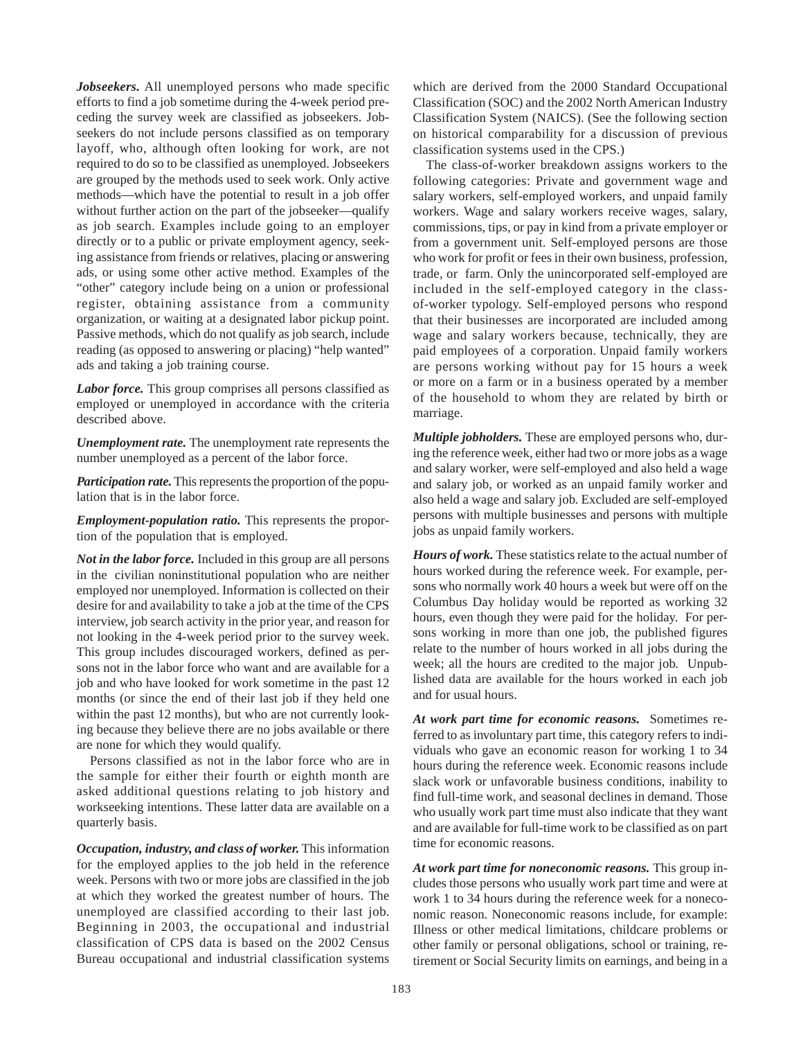***Jobseekers.*** All unemployed persons who made specific efforts to find a job sometime during the 4-week period preceding the survey week are classified as jobseekers. Jobseekers do not include persons classified as on temporary layoff, who, although often looking for work, are not required to do so to be classified as unemployed. Jobseekers are grouped by the methods used to seek work. Only active methods—which have the potential to result in a job offer without further action on the part of the jobseeker—qualify as job search. Examples include going to an employer directly or to a public or private employment agency, seeking assistance from friends or relatives, placing or answering ads, or using some other active method. Examples of the "other" category include being on a union or professional register, obtaining assistance from a community organization, or waiting at a designated labor pickup point. Passive methods, which do not qualify as job search, include reading (as opposed to answering or placing) "help wanted" ads and taking a job training course.

***Labor force.*** This group comprises all persons classified as employed or unemployed in accordance with the criteria described above.

***Unemployment rate.*** The unemployment rate represents the number unemployed as a percent of the labor force.

***Participation rate.*** This represents the proportion of the population that is in the labor force.

***Employment-population ratio.*** This represents the proportion of the population that is employed.

***Not in the labor force.*** Included in this group are all persons in the civilian noninstitutional population who are neither employed nor unemployed. Information is collected on their desire for and availability to take a job at the time of the CPS interview, job search activity in the prior year, and reason for not looking in the 4-week period prior to the survey week. This group includes discouraged workers, defined as persons not in the labor force who want and are available for a job and who have looked for work sometime in the past 12 months (or since the end of their last job if they held one within the past 12 months), but who are not currently looking because they believe there are no jobs available or there are none for which they would qualify.

Persons classified as not in the labor force who are in the sample for either their fourth or eighth month are asked additional questions relating to job history and workseeking intentions. These latter data are available on a quarterly basis.

***Occupation, industry, and class of worker.*** This information for the employed applies to the job held in the reference week. Persons with two or more jobs are classified in the job at which they worked the greatest number of hours. The unemployed are classified according to their last job. Beginning in 2003, the occupational and industrial classification of CPS data is based on the 2002 Census Bureau occupational and industrial classification systems which are derived from the 2000 Standard Occupational Classification (SOC) and the 2002 North American Industry Classification System (NAICS). (See the following section on historical comparability for a discussion of previous classification systems used in the CPS.)

The class-of-worker breakdown assigns workers to the following categories: Private and government wage and salary workers, self-employed workers, and unpaid family workers. Wage and salary workers receive wages, salary, commissions, tips, or pay in kind from a private employer or from a government unit. Self-employed persons are those who work for profit or fees in their own business, profession, trade, or farm. Only the unincorporated self-employed are included in the self-employed category in the class-of-worker typology. Self-employed persons who respond that their businesses are incorporated are included among wage and salary workers because, technically, they are paid employees of a corporation. Unpaid family workers are persons working without pay for 15 hours a week or more on a farm or in a business operated by a member of the household to whom they are related by birth or marriage.

***Multiple jobholders.*** These are employed persons who, during the reference week, either had two or more jobs as a wage and salary worker, were self-employed and also held a wage and salary job, or worked as an unpaid family worker and also held a wage and salary job. Excluded are self-employed persons with multiple businesses and persons with multiple jobs as unpaid family workers.

***Hours of work.*** These statistics relate to the actual number of hours worked during the reference week. For example, persons who normally work 40 hours a week but were off on the Columbus Day holiday would be reported as working 32 hours, even though they were paid for the holiday. For persons working in more than one job, the published figures relate to the number of hours worked in all jobs during the week; all the hours are credited to the major job. Unpublished data are available for the hours worked in each job and for usual hours.

***At work part time for economic reasons.*** Sometimes referred to as involuntary part time, this category refers to individuals who gave an economic reason for working 1 to 34 hours during the reference week. Economic reasons include slack work or unfavorable business conditions, inability to find full-time work, and seasonal declines in demand. Those who usually work part time must also indicate that they want and are available for full-time work to be classified as on part time for economic reasons.

***At work part time for noneconomic reasons.*** This group includes those persons who usually work part time and were at work 1 to 34 hours during the reference week for a noneconomic reason. Noneconomic reasons include, for example: Illness or other medical limitations, childcare problems or other family or personal obligations, school or training, retirement or Social Security limits on earnings, and being in a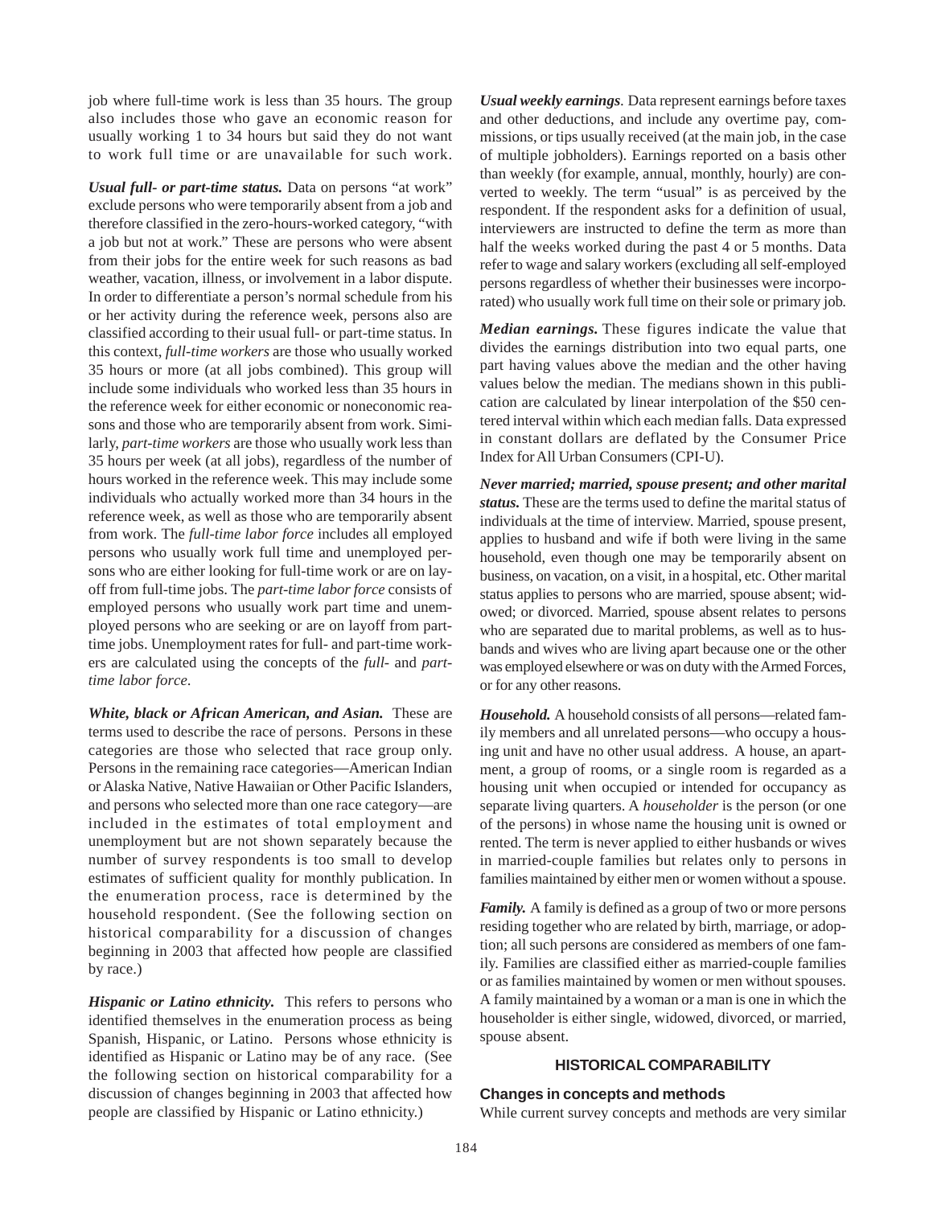job where full-time work is less than 35 hours. The group also includes those who gave an economic reason for usually working 1 to 34 hours but said they do not want to work full time or are unavailable for such work.

***Usual full- or part-time status.*** Data on persons "at work" exclude persons who were temporarily absent from a job and therefore classified in the zero-hours-worked category, "with a job but not at work." These are persons who were absent from their jobs for the entire week for such reasons as bad weather, vacation, illness, or involvement in a labor dispute. In order to differentiate a person's normal schedule from his or her activity during the reference week, persons also are classified according to their usual full- or part-time status. In this context, *full-time workers* are those who usually worked 35 hours or more (at all jobs combined). This group will include some individuals who worked less than 35 hours in the reference week for either economic or noneconomic reasons and those who are temporarily absent from work. Similarly, *part-time workers* are those who usually work less than 35 hours per week (at all jobs), regardless of the number of hours worked in the reference week. This may include some individuals who actually worked more than 34 hours in the reference week, as well as those who are temporarily absent from work. The *full-time labor force* includes all employed persons who usually work full time and unemployed persons who are either looking for full-time work or are on layoff from full-time jobs. The *part-time labor force* consists of employed persons who usually work part time and unemployed persons who are seeking or are on layoff from part-time jobs. Unemployment rates for full- and part-time workers are calculated using the concepts of the *full-* and *part-time labor force*.

***White, black or African American, and Asian.*** These are terms used to describe the race of persons. Persons in these categories are those who selected that race group only. Persons in the remaining race categories—American Indian or Alaska Native, Native Hawaiian or Other Pacific Islanders, and persons who selected more than one race category—are included in the estimates of total employment and unemployment but are not shown separately because the number of survey respondents is too small to develop estimates of sufficient quality for monthly publication. In the enumeration process, race is determined by the household respondent. (See the following section on historical comparability for a discussion of changes beginning in 2003 that affected how people are classified by race.)

***Hispanic or Latino ethnicity.*** This refers to persons who identified themselves in the enumeration process as being Spanish, Hispanic, or Latino. Persons whose ethnicity is identified as Hispanic or Latino may be of any race. (See the following section on historical comparability for a discussion of changes beginning in 2003 that affected how people are classified by Hispanic or Latino ethnicity.)

***Usual weekly earnings.*** Data represent earnings before taxes and other deductions, and include any overtime pay, commissions, or tips usually received (at the main job, in the case of multiple jobholders). Earnings reported on a basis other than weekly (for example, annual, monthly, hourly) are converted to weekly. The term "usual" is as perceived by the respondent. If the respondent asks for a definition of usual, interviewers are instructed to define the term as more than half the weeks worked during the past 4 or 5 months. Data refer to wage and salary workers (excluding all self-employed persons regardless of whether their businesses were incorporated) who usually work full time on their sole or primary job.

***Median earnings.*** These figures indicate the value that divides the earnings distribution into two equal parts, one part having values above the median and the other having values below the median. The medians shown in this publication are calculated by linear interpolation of the $50 centered interval within which each median falls. Data expressed in constant dollars are deflated by the Consumer Price Index for All Urban Consumers (CPI-U).

***Never married; married, spouse present; and other marital status.*** These are the terms used to define the marital status of individuals at the time of interview. Married, spouse present, applies to husband and wife if both were living in the same household, even though one may be temporarily absent on business, on vacation, on a visit, in a hospital, etc. Other marital status applies to persons who are married, spouse absent; widowed; or divorced. Married, spouse absent relates to persons who are separated due to marital problems, as well as to husbands and wives who are living apart because one or the other was employed elsewhere or was on duty with the Armed Forces, or for any other reasons.

***Household.*** A household consists of all persons—related family members and all unrelated persons—who occupy a housing unit and have no other usual address. A house, an apartment, a group of rooms, or a single room is regarded as a housing unit when occupied or intended for occupancy as separate living quarters. A *householder* is the person (or one of the persons) in whose name the housing unit is owned or rented. The term is never applied to either husbands or wives in married-couple families but relates only to persons in families maintained by either men or women without a spouse.

***Family.*** A family is defined as a group of two or more persons residing together who are related by birth, marriage, or adoption; all such persons are considered as members of one family. Families are classified either as married-couple families or as families maintained by women or men without spouses. A family maintained by a woman or a man is one in which the householder is either single, widowed, divorced, or married, spouse absent.

## HISTORICAL COMPARABILITY

### Changes in concepts and methods

While current survey concepts and methods are very similar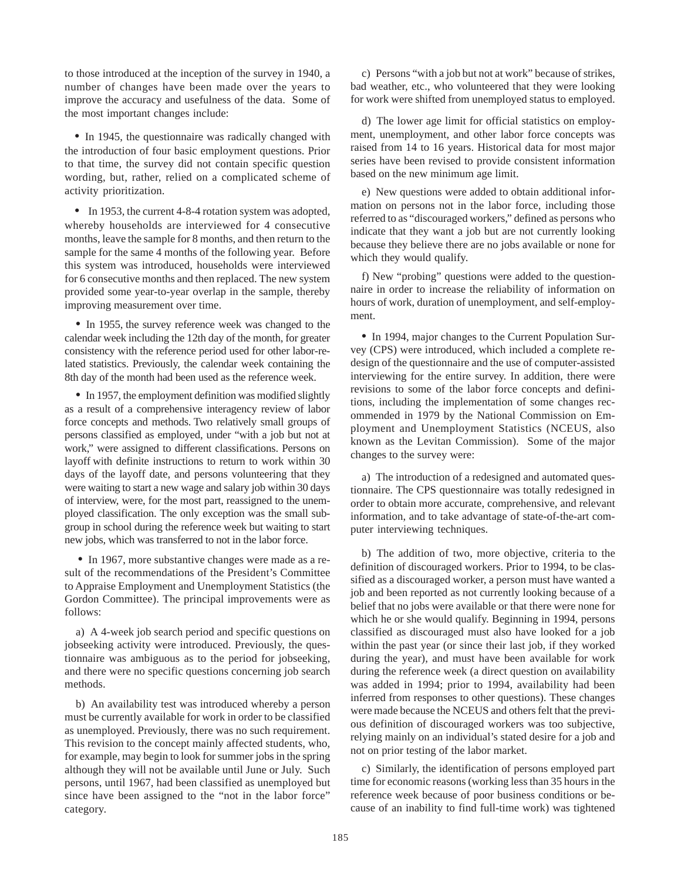to those introduced at the inception of the survey in 1940, a number of changes have been made over the years to improve the accuracy and usefulness of the data. Some of the most important changes include:

- In 1945, the questionnaire was radically changed with the introduction of four basic employment questions. Prior to that time, the survey did not contain specific question wording, but, rather, relied on a complicated scheme of activity prioritization.

- In 1953, the current 4-8-4 rotation system was adopted, whereby households are interviewed for 4 consecutive months, leave the sample for 8 months, and then return to the sample for the same 4 months of the following year. Before this system was introduced, households were interviewed for 6 consecutive months and then replaced. The new system provided some year-to-year overlap in the sample, thereby improving measurement over time.

- In 1955, the survey reference week was changed to the calendar week including the 12th day of the month, for greater consistency with the reference period used for other labor-related statistics. Previously, the calendar week containing the 8th day of the month had been used as the reference week.

- In 1957, the employment definition was modified slightly as a result of a comprehensive interagency review of labor force concepts and methods. Two relatively small groups of persons classified as employed, under "with a job but not at work," were assigned to different classifications. Persons on layoff with definite instructions to return to work within 30 days of the layoff date, and persons volunteering that they were waiting to start a new wage and salary job within 30 days of interview, were, for the most part, reassigned to the unemployed classification. The only exception was the small subgroup in school during the reference week but waiting to start new jobs, which was transferred to not in the labor force.

- In 1967, more substantive changes were made as a result of the recommendations of the President's Committee to Appraise Employment and Unemployment Statistics (the Gordon Committee). The principal improvements were as follows:

a) A 4-week job search period and specific questions on jobseeking activity were introduced. Previously, the questionnaire was ambiguous as to the period for jobseeking, and there were no specific questions concerning job search methods.

b) An availability test was introduced whereby a person must be currently available for work in order to be classified as unemployed. Previously, there was no such requirement. This revision to the concept mainly affected students, who, for example, may begin to look for summer jobs in the spring although they will not be available until June or July. Such persons, until 1967, had been classified as unemployed but since have been assigned to the "not in the labor force" category.

c) Persons "with a job but not at work" because of strikes, bad weather, etc., who volunteered that they were looking for work were shifted from unemployed status to employed.

d) The lower age limit for official statistics on employment, unemployment, and other labor force concepts was raised from 14 to 16 years. Historical data for most major series have been revised to provide consistent information based on the new minimum age limit.

e) New questions were added to obtain additional information on persons not in the labor force, including those referred to as "discouraged workers," defined as persons who indicate that they want a job but are not currently looking because they believe there are no jobs available or none for which they would qualify.

f) New "probing" questions were added to the questionnaire in order to increase the reliability of information on hours of work, duration of unemployment, and self-employment.

- In 1994, major changes to the Current Population Survey (CPS) were introduced, which included a complete redesign of the questionnaire and the use of computer-assisted interviewing for the entire survey. In addition, there were revisions to some of the labor force concepts and definitions, including the implementation of some changes recommended in 1979 by the National Commission on Employment and Unemployment Statistics (NCEUS, also known as the Levitan Commission). Some of the major changes to the survey were:

a) The introduction of a redesigned and automated questionnaire. The CPS questionnaire was totally redesigned in order to obtain more accurate, comprehensive, and relevant information, and to take advantage of state-of-the-art computer interviewing techniques.

b) The addition of two, more objective, criteria to the definition of discouraged workers. Prior to 1994, to be classified as a discouraged worker, a person must have wanted a job and been reported as not currently looking because of a belief that no jobs were available or that there were none for which he or she would qualify. Beginning in 1994, persons classified as discouraged must also have looked for a job within the past year (or since their last job, if they worked during the year), and must have been available for work during the reference week (a direct question on availability was added in 1994; prior to 1994, availability had been inferred from responses to other questions). These changes were made because the NCEUS and others felt that the previous definition of discouraged workers was too subjective, relying mainly on an individual's stated desire for a job and not on prior testing of the labor market.

c) Similarly, the identification of persons employed part time for economic reasons (working less than 35 hours in the reference week because of poor business conditions or because of an inability to find full-time work) was tightened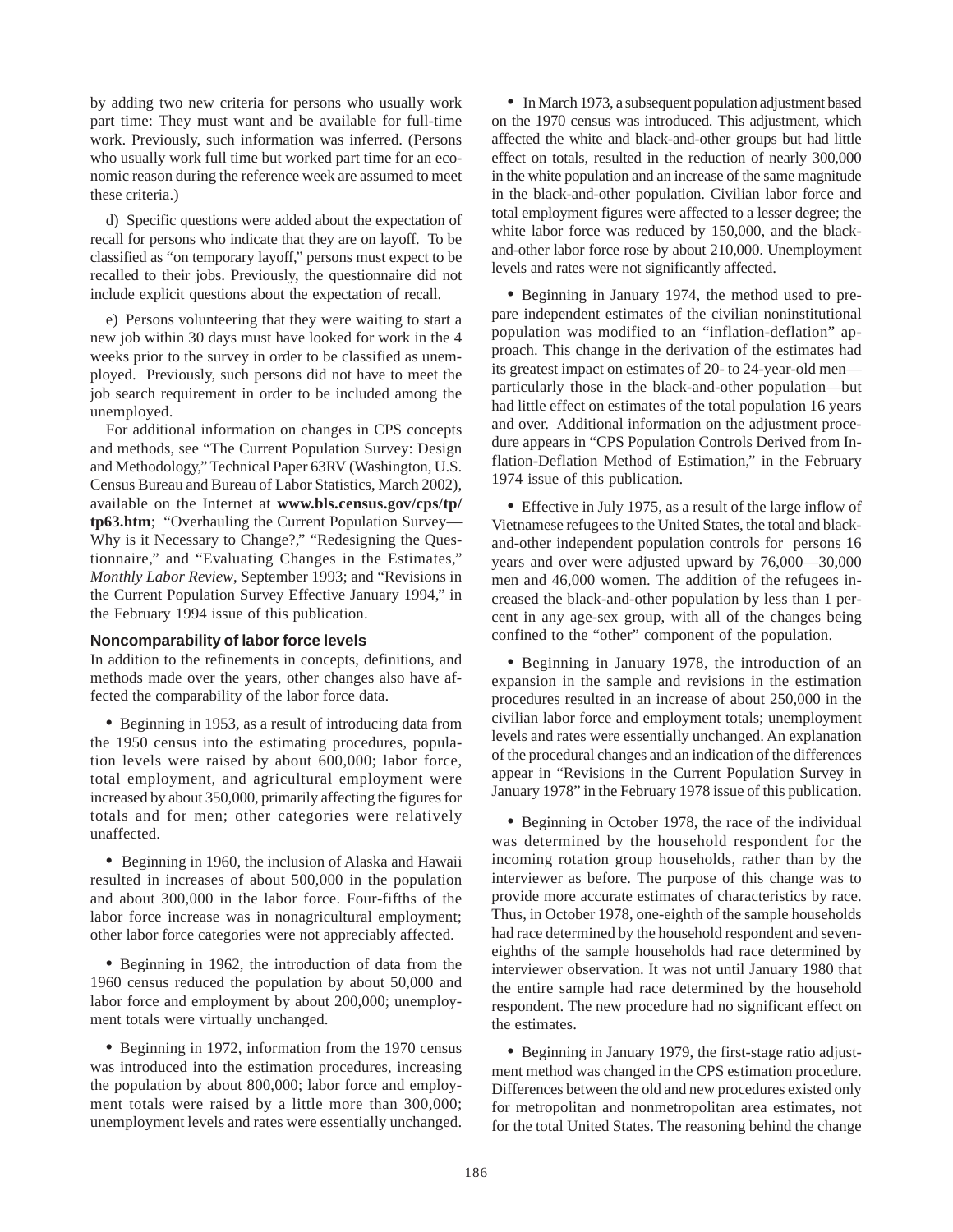by adding two new criteria for persons who usually work part time: They must want and be available for full-time work. Previously, such information was inferred. (Persons who usually work full time but worked part time for an economic reason during the reference week are assumed to meet these criteria.)

d) Specific questions were added about the expectation of recall for persons who indicate that they are on layoff. To be classified as "on temporary layoff," persons must expect to be recalled to their jobs. Previously, the questionnaire did not include explicit questions about the expectation of recall.

e) Persons volunteering that they were waiting to start a new job within 30 days must have looked for work in the 4 weeks prior to the survey in order to be classified as unemployed. Previously, such persons did not have to meet the job search requirement in order to be included among the unemployed.

For additional information on changes in CPS concepts and methods, see "The Current Population Survey: Design and Methodology," Technical Paper 63RV (Washington, U.S. Census Bureau and Bureau of Labor Statistics, March 2002), available on the Internet at **www.bls.census.gov/cps/tp/tp63.htm**; "Overhauling the Current Population Survey—Why is it Necessary to Change?," "Redesigning the Questionnaire," and "Evaluating Changes in the Estimates," *Monthly Labor Review*, September 1993; and "Revisions in the Current Population Survey Effective January 1994," in the February 1994 issue of this publication.

### Noncomparability of labor force levels

In addition to the refinements in concepts, definitions, and methods made over the years, other changes also have affected the comparability of the labor force data.

- Beginning in 1953, as a result of introducing data from the 1950 census into the estimating procedures, population levels were raised by about 600,000; labor force, total employment, and agricultural employment were increased by about 350,000, primarily affecting the figures for totals and for men; other categories were relatively unaffected.

- Beginning in 1960, the inclusion of Alaska and Hawaii resulted in increases of about 500,000 in the population and about 300,000 in the labor force. Four-fifths of the labor force increase was in nonagricultural employment; other labor force categories were not appreciably affected.

- Beginning in 1962, the introduction of data from the 1960 census reduced the population by about 50,000 and labor force and employment by about 200,000; unemployment totals were virtually unchanged.

- Beginning in 1972, information from the 1970 census was introduced into the estimation procedures, increasing the population by about 800,000; labor force and employment totals were raised by a little more than 300,000; unemployment levels and rates were essentially unchanged.

- In March 1973, a subsequent population adjustment based on the 1970 census was introduced. This adjustment, which affected the white and black-and-other groups but had little effect on totals, resulted in the reduction of nearly 300,000 in the white population and an increase of the same magnitude in the black-and-other population. Civilian labor force and total employment figures were affected to a lesser degree; the white labor force was reduced by 150,000, and the black-and-other labor force rose by about 210,000. Unemployment levels and rates were not significantly affected.

- Beginning in January 1974, the method used to prepare independent estimates of the civilian noninstitutional population was modified to an "inflation-deflation" approach. This change in the derivation of the estimates had its greatest impact on estimates of 20- to 24-year-old men—particularly those in the black-and-other population—but had little effect on estimates of the total population 16 years and over. Additional information on the adjustment procedure appears in "CPS Population Controls Derived from Inflation-Deflation Method of Estimation," in the February 1974 issue of this publication.

- Effective in July 1975, as a result of the large inflow of Vietnamese refugees to the United States, the total and black-and-other independent population controls for persons 16 years and over were adjusted upward by 76,000—30,000 men and 46,000 women. The addition of the refugees increased the black-and-other population by less than 1 percent in any age-sex group, with all of the changes being confined to the "other" component of the population.

- Beginning in January 1978, the introduction of an expansion in the sample and revisions in the estimation procedures resulted in an increase of about 250,000 in the civilian labor force and employment totals; unemployment levels and rates were essentially unchanged. An explanation of the procedural changes and an indication of the differences appear in "Revisions in the Current Population Survey in January 1978" in the February 1978 issue of this publication.

- Beginning in October 1978, the race of the individual was determined by the household respondent for the incoming rotation group households, rather than by the interviewer as before. The purpose of this change was to provide more accurate estimates of characteristics by race. Thus, in October 1978, one-eighth of the sample households had race determined by the household respondent and seven-eighths of the sample households had race determined by interviewer observation. It was not until January 1980 that the entire sample had race determined by the household respondent. The new procedure had no significant effect on the estimates.

- Beginning in January 1979, the first-stage ratio adjustment method was changed in the CPS estimation procedure. Differences between the old and new procedures existed only for metropolitan and nonmetropolitan area estimates, not for the total United States. The reasoning behind the change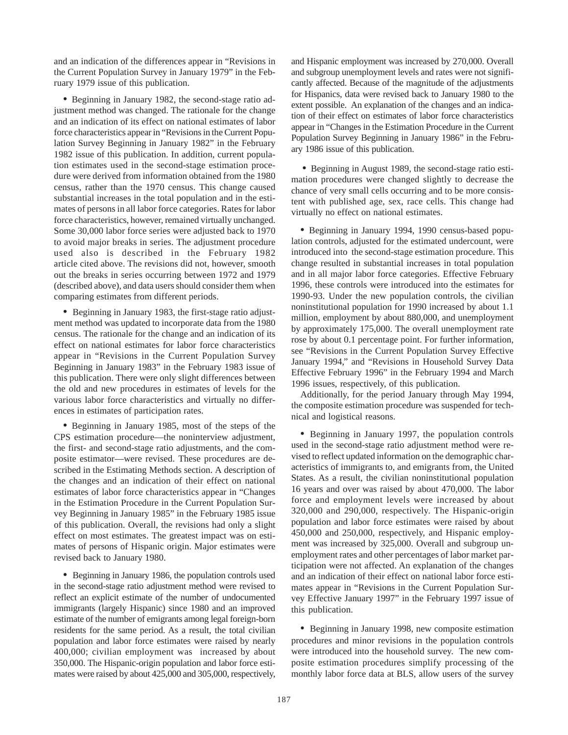and an indication of the differences appear in "Revisions in the Current Population Survey in January 1979" in the February 1979 issue of this publication.

- Beginning in January 1982, the second-stage ratio adjustment method was changed. The rationale for the change and an indication of its effect on national estimates of labor force characteristics appear in "Revisions in the Current Population Survey Beginning in January 1982" in the February 1982 issue of this publication. In addition, current population estimates used in the second-stage estimation procedure were derived from information obtained from the 1980 census, rather than the 1970 census. This change caused substantial increases in the total population and in the estimates of persons in all labor force categories. Rates for labor force characteristics, however, remained virtually unchanged. Some 30,000 labor force series were adjusted back to 1970 to avoid major breaks in series. The adjustment procedure used also is described in the February 1982 article cited above. The revisions did not, however, smooth out the breaks in series occurring between 1972 and 1979 (described above), and data users should consider them when comparing estimates from different periods.

- Beginning in January 1983, the first-stage ratio adjustment method was updated to incorporate data from the 1980 census. The rationale for the change and an indication of its effect on national estimates for labor force characteristics appear in "Revisions in the Current Population Survey Beginning in January 1983" in the February 1983 issue of this publication. There were only slight differences between the old and new procedures in estimates of levels for the various labor force characteristics and virtually no differences in estimates of participation rates.

- Beginning in January 1985, most of the steps of the CPS estimation procedure—the noninterview adjustment, the first- and second-stage ratio adjustments, and the composite estimator—were revised. These procedures are described in the Estimating Methods section. A description of the changes and an indication of their effect on national estimates of labor force characteristics appear in "Changes in the Estimation Procedure in the Current Population Survey Beginning in January 1985" in the February 1985 issue of this publication. Overall, the revisions had only a slight effect on most estimates. The greatest impact was on estimates of persons of Hispanic origin. Major estimates were revised back to January 1980.

- Beginning in January 1986, the population controls used in the second-stage ratio adjustment method were revised to reflect an explicit estimate of the number of undocumented immigrants (largely Hispanic) since 1980 and an improved estimate of the number of emigrants among legal foreign-born residents for the same period. As a result, the total civilian population and labor force estimates were raised by nearly 400,000; civilian employment was increased by about 350,000. The Hispanic-origin population and labor force estimates were raised by about 425,000 and 305,000, respectively, and Hispanic employment was increased by 270,000. Overall and subgroup unemployment levels and rates were not significantly affected. Because of the magnitude of the adjustments for Hispanics, data were revised back to January 1980 to the extent possible. An explanation of the changes and an indication of their effect on estimates of labor force characteristics appear in "Changes in the Estimation Procedure in the Current Population Survey Beginning in January 1986" in the February 1986 issue of this publication.

- Beginning in August 1989, the second-stage ratio estimation procedures were changed slightly to decrease the chance of very small cells occurring and to be more consistent with published age, sex, race cells. This change had virtually no effect on national estimates.

- Beginning in January 1994, 1990 census-based population controls, adjusted for the estimated undercount, were introduced into the second-stage estimation procedure. This change resulted in substantial increases in total population and in all major labor force categories. Effective February 1996, these controls were introduced into the estimates for 1990-93. Under the new population controls, the civilian noninstitutional population for 1990 increased by about 1.1 million, employment by about 880,000, and unemployment by approximately 175,000. The overall unemployment rate rose by about 0.1 percentage point. For further information, see "Revisions in the Current Population Survey Effective January 1994," and "Revisions in Household Survey Data Effective February 1996" in the February 1994 and March 1996 issues, respectively, of this publication.

  Additionally, for the period January through May 1994, the composite estimation procedure was suspended for technical and logistical reasons.

- Beginning in January 1997, the population controls used in the second-stage ratio adjustment method were revised to reflect updated information on the demographic characteristics of immigrants to, and emigrants from, the United States. As a result, the civilian noninstitutional population 16 years and over was raised by about 470,000. The labor force and employment levels were increased by about 320,000 and 290,000, respectively. The Hispanic-origin population and labor force estimates were raised by about 450,000 and 250,000, respectively, and Hispanic employment was increased by 325,000. Overall and subgroup unemployment rates and other percentages of labor market participation were not affected. An explanation of the changes and an indication of their effect on national labor force estimates appear in "Revisions in the Current Population Survey Effective January 1997" in the February 1997 issue of this publication.

- Beginning in January 1998, new composite estimation procedures and minor revisions in the population controls were introduced into the household survey. The new composite estimation procedures simplify processing of the monthly labor force data at BLS, allow users of the survey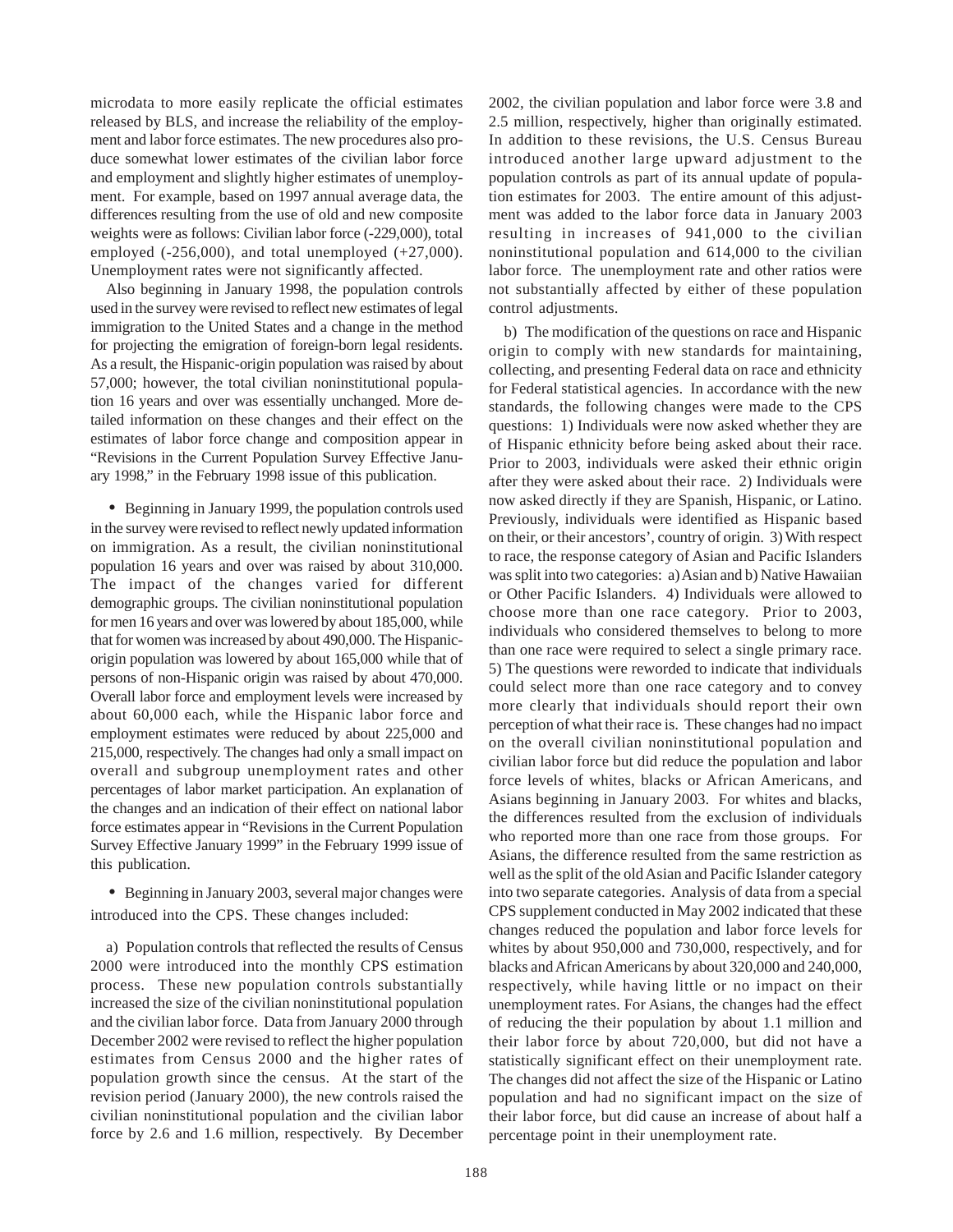microdata to more easily replicate the official estimates released by BLS, and increase the reliability of the employment and labor force estimates. The new procedures also produce somewhat lower estimates of the civilian labor force and employment and slightly higher estimates of unemployment. For example, based on 1997 annual average data, the differences resulting from the use of old and new composite weights were as follows: Civilian labor force (-229,000), total employed (-256,000), and total unemployed (+27,000). Unemployment rates were not significantly affected.

Also beginning in January 1998, the population controls used in the survey were revised to reflect new estimates of legal immigration to the United States and a change in the method for projecting the emigration of foreign-born legal residents. As a result, the Hispanic-origin population was raised by about 57,000; however, the total civilian noninstitutional population 16 years and over was essentially unchanged. More detailed information on these changes and their effect on the estimates of labor force change and composition appear in "Revisions in the Current Population Survey Effective January 1998," in the February 1998 issue of this publication.

- Beginning in January 1999, the population controls used in the survey were revised to reflect newly updated information on immigration. As a result, the civilian noninstitutional population 16 years and over was raised by about 310,000. The impact of the changes varied for different demographic groups. The civilian noninstitutional population for men 16 years and over was lowered by about 185,000, while that for women was increased by about 490,000. The Hispanic-origin population was lowered by about 165,000 while that of persons of non-Hispanic origin was raised by about 470,000. Overall labor force and employment levels were increased by about 60,000 each, while the Hispanic labor force and employment estimates were reduced by about 225,000 and 215,000, respectively. The changes had only a small impact on overall and subgroup unemployment rates and other percentages of labor market participation. An explanation of the changes and an indication of their effect on national labor force estimates appear in "Revisions in the Current Population Survey Effective January 1999" in the February 1999 issue of this publication.

- Beginning in January 2003, several major changes were introduced into the CPS. These changes included:

a) Population controls that reflected the results of Census 2000 were introduced into the monthly CPS estimation process. These new population controls substantially increased the size of the civilian noninstitutional population and the civilian labor force. Data from January 2000 through December 2002 were revised to reflect the higher population estimates from Census 2000 and the higher rates of population growth since the census. At the start of the revision period (January 2000), the new controls raised the civilian noninstitutional population and the civilian labor force by 2.6 and 1.6 million, respectively. By December 2002, the civilian population and labor force were 3.8 and 2.5 million, respectively, higher than originally estimated. In addition to these revisions, the U.S. Census Bureau introduced another large upward adjustment to the population controls as part of its annual update of population estimates for 2003. The entire amount of this adjustment was added to the labor force data in January 2003 resulting in increases of 941,000 to the civilian noninstitutional population and 614,000 to the civilian labor force. The unemployment rate and other ratios were not substantially affected by either of these population control adjustments.

b) The modification of the questions on race and Hispanic origin to comply with new standards for maintaining, collecting, and presenting Federal data on race and ethnicity for Federal statistical agencies. In accordance with the new standards, the following changes were made to the CPS questions: 1) Individuals were now asked whether they are of Hispanic ethnicity before being asked about their race. Prior to 2003, individuals were asked their ethnic origin after they were asked about their race. 2) Individuals were now asked directly if they are Spanish, Hispanic, or Latino. Previously, individuals were identified as Hispanic based on their, or their ancestors', country of origin. 3) With respect to race, the response category of Asian and Pacific Islanders was split into two categories: a) Asian and b) Native Hawaiian or Other Pacific Islanders. 4) Individuals were allowed to choose more than one race category. Prior to 2003, individuals who considered themselves to belong to more than one race were required to select a single primary race. 5) The questions were reworded to indicate that individuals could select more than one race category and to convey more clearly that individuals should report their own perception of what their race is. These changes had no impact on the overall civilian noninstitutional population and civilian labor force but did reduce the population and labor force levels of whites, blacks or African Americans, and Asians beginning in January 2003. For whites and blacks, the differences resulted from the exclusion of individuals who reported more than one race from those groups. For Asians, the difference resulted from the same restriction as well as the split of the old Asian and Pacific Islander category into two separate categories. Analysis of data from a special CPS supplement conducted in May 2002 indicated that these changes reduced the population and labor force levels for whites by about 950,000 and 730,000, respectively, and for blacks and African Americans by about 320,000 and 240,000, respectively, while having little or no impact on their unemployment rates. For Asians, the changes had the effect of reducing the their population by about 1.1 million and their labor force by about 720,000, but did not have a statistically significant effect on their unemployment rate. The changes did not affect the size of the Hispanic or Latino population and had no significant impact on the size of their labor force, but did cause an increase of about half a percentage point in their unemployment rate.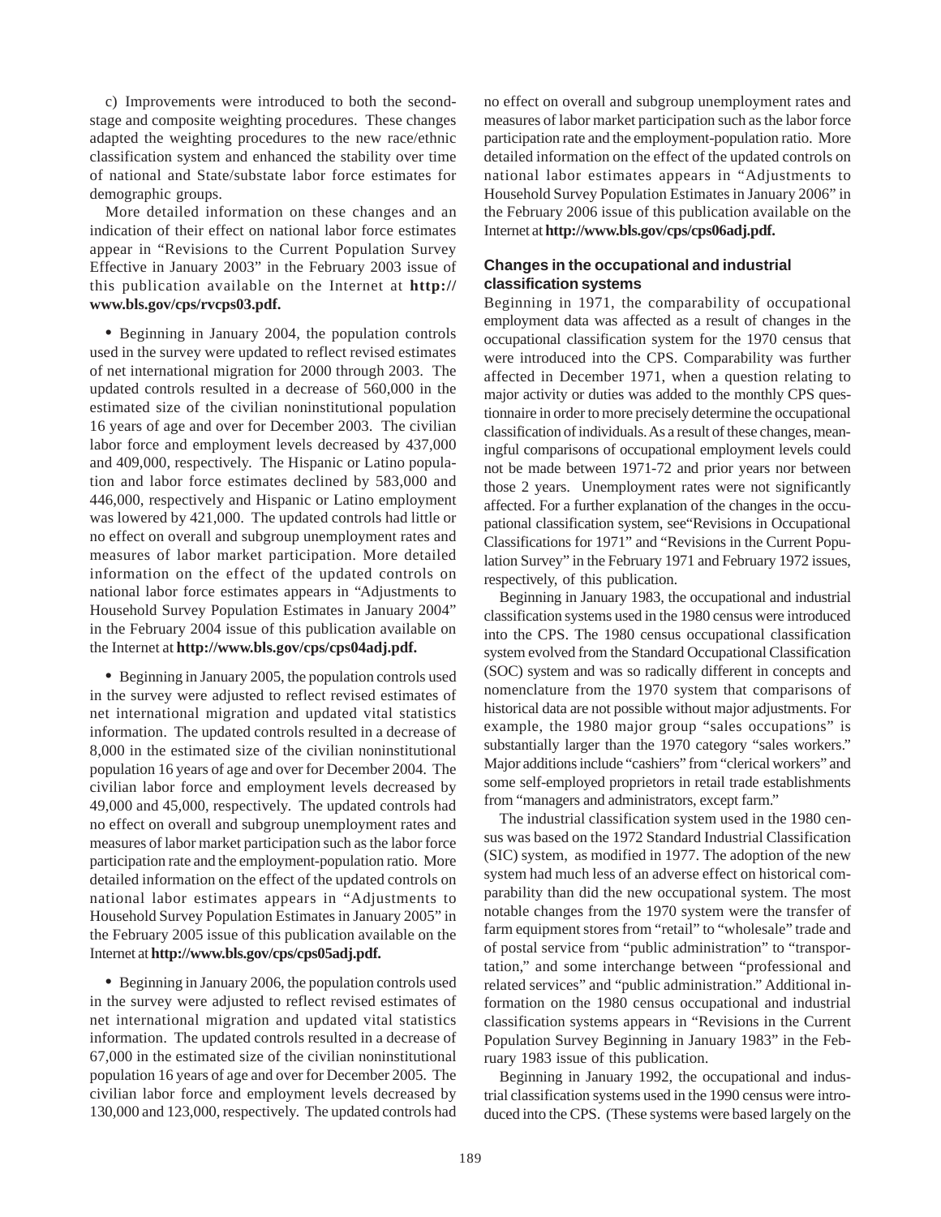c) Improvements were introduced to both the second-stage and composite weighting procedures. These changes adapted the weighting procedures to the new race/ethnic classification system and enhanced the stability over time of national and State/substate labor force estimates for demographic groups.

More detailed information on these changes and an indication of their effect on national labor force estimates appear in "Revisions to the Current Population Survey Effective in January 2003" in the February 2003 issue of this publication available on the Internet at **http://www.bls.gov/cps/rvcps03.pdf.**

• Beginning in January 2004, the population controls used in the survey were updated to reflect revised estimates of net international migration for 2000 through 2003. The updated controls resulted in a decrease of 560,000 in the estimated size of the civilian noninstitutional population 16 years of age and over for December 2003. The civilian labor force and employment levels decreased by 437,000 and 409,000, respectively. The Hispanic or Latino population and labor force estimates declined by 583,000 and 446,000, respectively and Hispanic or Latino employment was lowered by 421,000. The updated controls had little or no effect on overall and subgroup unemployment rates and measures of labor market participation. More detailed information on the effect of the updated controls on national labor force estimates appears in "Adjustments to Household Survey Population Estimates in January 2004" in the February 2004 issue of this publication available on the Internet at **http://www.bls.gov/cps/cps04adj.pdf.**

• Beginning in January 2005, the population controls used in the survey were adjusted to reflect revised estimates of net international migration and updated vital statistics information. The updated controls resulted in a decrease of 8,000 in the estimated size of the civilian noninstitutional population 16 years of age and over for December 2004. The civilian labor force and employment levels decreased by 49,000 and 45,000, respectively. The updated controls had no effect on overall and subgroup unemployment rates and measures of labor market participation such as the labor force participation rate and the employment-population ratio. More detailed information on the effect of the updated controls on national labor estimates appears in "Adjustments to Household Survey Population Estimates in January 2005" in the February 2005 issue of this publication available on the Internet at **http://www.bls.gov/cps/cps05adj.pdf.**

• Beginning in January 2006, the population controls used in the survey were adjusted to reflect revised estimates of net international migration and updated vital statistics information. The updated controls resulted in a decrease of 67,000 in the estimated size of the civilian noninstitutional population 16 years of age and over for December 2005. The civilian labor force and employment levels decreased by 130,000 and 123,000, respectively. The updated controls had no effect on overall and subgroup unemployment rates and measures of labor market participation such as the labor force participation rate and the employment-population ratio. More detailed information on the effect of the updated controls on national labor estimates appears in "Adjustments to Household Survey Population Estimates in January 2006" in the February 2006 issue of this publication available on the Internet at **http://www.bls.gov/cps/cps06adj.pdf.**

### Changes in the occupational and industrial classification systems

Beginning in 1971, the comparability of occupational employment data was affected as a result of changes in the occupational classification system for the 1970 census that were introduced into the CPS. Comparability was further affected in December 1971, when a question relating to major activity or duties was added to the monthly CPS questionnaire in order to more precisely determine the occupational classification of individuals. As a result of these changes, meaningful comparisons of occupational employment levels could not be made between 1971-72 and prior years nor between those 2 years. Unemployment rates were not significantly affected. For a further explanation of the changes in the occupational classification system, see"Revisions in Occupational Classifications for 1971" and "Revisions in the Current Population Survey" in the February 1971 and February 1972 issues, respectively, of this publication.

Beginning in January 1983, the occupational and industrial classification systems used in the 1980 census were introduced into the CPS. The 1980 census occupational classification system evolved from the Standard Occupational Classification (SOC) system and was so radically different in concepts and nomenclature from the 1970 system that comparisons of historical data are not possible without major adjustments. For example, the 1980 major group "sales occupations" is substantially larger than the 1970 category "sales workers." Major additions include "cashiers" from "clerical workers" and some self-employed proprietors in retail trade establishments from "managers and administrators, except farm."

The industrial classification system used in the 1980 census was based on the 1972 Standard Industrial Classification (SIC) system, as modified in 1977. The adoption of the new system had much less of an adverse effect on historical comparability than did the new occupational system. The most notable changes from the 1970 system were the transfer of farm equipment stores from "retail" to "wholesale" trade and of postal service from "public administration" to "transportation," and some interchange between "professional and related services" and "public administration." Additional information on the 1980 census occupational and industrial classification systems appears in "Revisions in the Current Population Survey Beginning in January 1983" in the February 1983 issue of this publication.

Beginning in January 1992, the occupational and industrial classification systems used in the 1990 census were introduced into the CPS. (These systems were based largely on the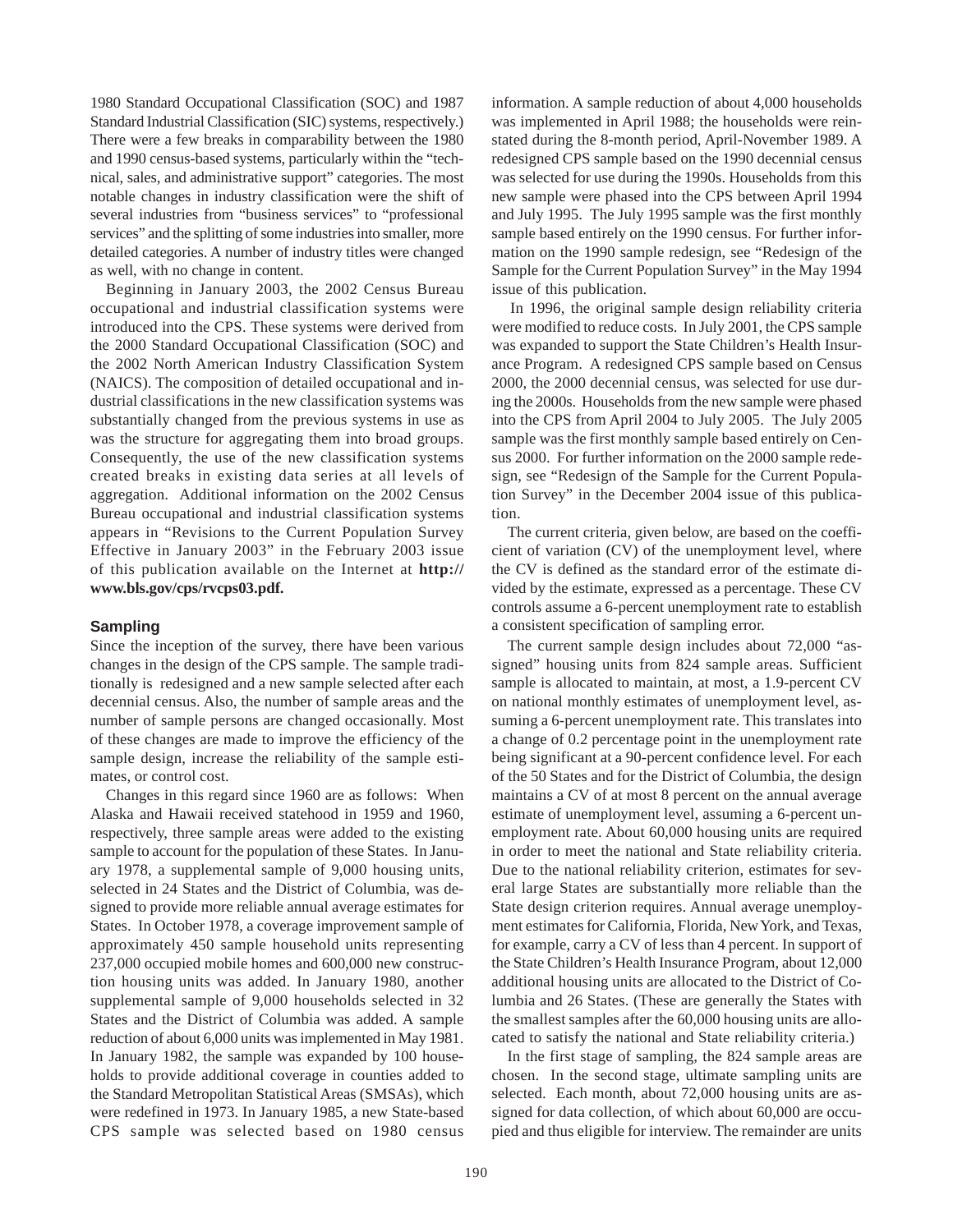1980 Standard Occupational Classification (SOC) and 1987 Standard Industrial Classification (SIC) systems, respectively.) There were a few breaks in comparability between the 1980 and 1990 census-based systems, particularly within the "technical, sales, and administrative support" categories. The most notable changes in industry classification were the shift of several industries from "business services" to "professional services" and the splitting of some industries into smaller, more detailed categories. A number of industry titles were changed as well, with no change in content.

Beginning in January 2003, the 2002 Census Bureau occupational and industrial classification systems were introduced into the CPS. These systems were derived from the 2000 Standard Occupational Classification (SOC) and the 2002 North American Industry Classification System (NAICS). The composition of detailed occupational and industrial classifications in the new classification systems was substantially changed from the previous systems in use as was the structure for aggregating them into broad groups. Consequently, the use of the new classification systems created breaks in existing data series at all levels of aggregation. Additional information on the 2002 Census Bureau occupational and industrial classification systems appears in "Revisions to the Current Population Survey Effective in January 2003" in the February 2003 issue of this publication available on the Internet at **http://www.bls.gov/cps/rvcps03.pdf.**

### Sampling

Since the inception of the survey, there have been various changes in the design of the CPS sample. The sample traditionally is redesigned and a new sample selected after each decennial census. Also, the number of sample areas and the number of sample persons are changed occasionally. Most of these changes are made to improve the efficiency of the sample design, increase the reliability of the sample estimates, or control cost.

Changes in this regard since 1960 are as follows: When Alaska and Hawaii received statehood in 1959 and 1960, respectively, three sample areas were added to the existing sample to account for the population of these States. In January 1978, a supplemental sample of 9,000 housing units, selected in 24 States and the District of Columbia, was designed to provide more reliable annual average estimates for States. In October 1978, a coverage improvement sample of approximately 450 sample household units representing 237,000 occupied mobile homes and 600,000 new construction housing units was added. In January 1980, another supplemental sample of 9,000 households selected in 32 States and the District of Columbia was added. A sample reduction of about 6,000 units was implemented in May 1981. In January 1982, the sample was expanded by 100 households to provide additional coverage in counties added to the Standard Metropolitan Statistical Areas (SMSAs), which were redefined in 1973. In January 1985, a new State-based CPS sample was selected based on 1980 census information. A sample reduction of about 4,000 households was implemented in April 1988; the households were reinstated during the 8-month period, April-November 1989. A redesigned CPS sample based on the 1990 decennial census was selected for use during the 1990s. Households from this new sample were phased into the CPS between April 1994 and July 1995. The July 1995 sample was the first monthly sample based entirely on the 1990 census. For further information on the 1990 sample redesign, see "Redesign of the Sample for the Current Population Survey" in the May 1994 issue of this publication.

In 1996, the original sample design reliability criteria were modified to reduce costs. In July 2001, the CPS sample was expanded to support the State Children's Health Insurance Program. A redesigned CPS sample based on Census 2000, the 2000 decennial census, was selected for use during the 2000s. Households from the new sample were phased into the CPS from April 2004 to July 2005. The July 2005 sample was the first monthly sample based entirely on Census 2000. For further information on the 2000 sample redesign, see "Redesign of the Sample for the Current Population Survey" in the December 2004 issue of this publication.

The current criteria, given below, are based on the coefficient of variation (CV) of the unemployment level, where the CV is defined as the standard error of the estimate divided by the estimate, expressed as a percentage. These CV controls assume a 6-percent unemployment rate to establish a consistent specification of sampling error.

The current sample design includes about 72,000 "assigned" housing units from 824 sample areas. Sufficient sample is allocated to maintain, at most, a 1.9-percent CV on national monthly estimates of unemployment level, assuming a 6-percent unemployment rate. This translates into a change of 0.2 percentage point in the unemployment rate being significant at a 90-percent confidence level. For each of the 50 States and for the District of Columbia, the design maintains a CV of at most 8 percent on the annual average estimate of unemployment level, assuming a 6-percent unemployment rate. About 60,000 housing units are required in order to meet the national and State reliability criteria. Due to the national reliability criterion, estimates for several large States are substantially more reliable than the State design criterion requires. Annual average unemployment estimates for California, Florida, New York, and Texas, for example, carry a CV of less than 4 percent. In support of the State Children's Health Insurance Program, about 12,000 additional housing units are allocated to the District of Columbia and 26 States. (These are generally the States with the smallest samples after the 60,000 housing units are allocated to satisfy the national and State reliability criteria.)

In the first stage of sampling, the 824 sample areas are chosen. In the second stage, ultimate sampling units are selected. Each month, about 72,000 housing units are assigned for data collection, of which about 60,000 are occupied and thus eligible for interview. The remainder are units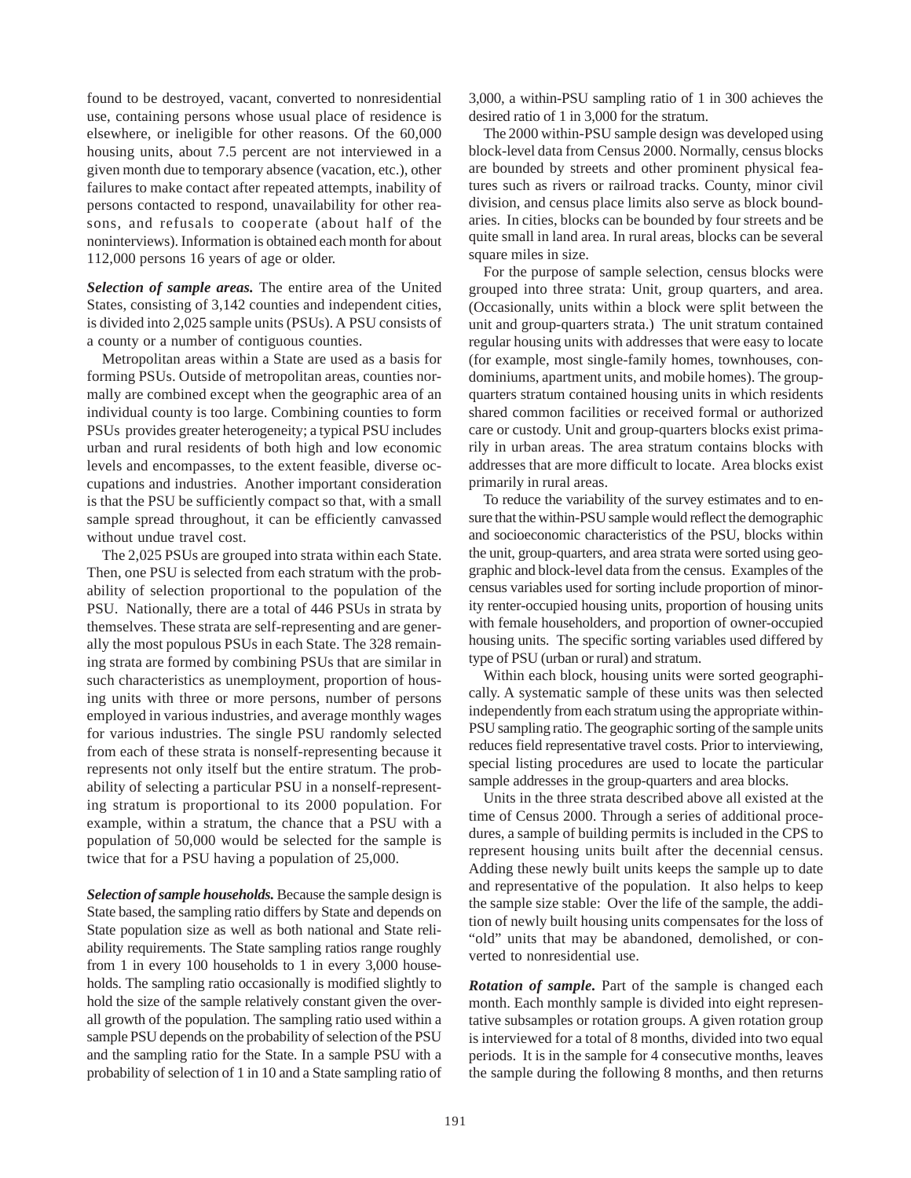found to be destroyed, vacant, converted to nonresidential use, containing persons whose usual place of residence is elsewhere, or ineligible for other reasons. Of the 60,000 housing units, about 7.5 percent are not interviewed in a given month due to temporary absence (vacation, etc.), other failures to make contact after repeated attempts, inability of persons contacted to respond, unavailability for other reasons, and refusals to cooperate (about half of the noninterviews). Information is obtained each month for about 112,000 persons 16 years of age or older.

***Selection of sample areas.*** The entire area of the United States, consisting of 3,142 counties and independent cities, is divided into 2,025 sample units (PSUs). A PSU consists of a county or a number of contiguous counties.

Metropolitan areas within a State are used as a basis for forming PSUs. Outside of metropolitan areas, counties normally are combined except when the geographic area of an individual county is too large. Combining counties to form PSUs provides greater heterogeneity; a typical PSU includes urban and rural residents of both high and low economic levels and encompasses, to the extent feasible, diverse occupations and industries. Another important consideration is that the PSU be sufficiently compact so that, with a small sample spread throughout, it can be efficiently canvassed without undue travel cost.

The 2,025 PSUs are grouped into strata within each State. Then, one PSU is selected from each stratum with the probability of selection proportional to the population of the PSU. Nationally, there are a total of 446 PSUs in strata by themselves. These strata are self-representing and are generally the most populous PSUs in each State. The 328 remaining strata are formed by combining PSUs that are similar in such characteristics as unemployment, proportion of housing units with three or more persons, number of persons employed in various industries, and average monthly wages for various industries. The single PSU randomly selected from each of these strata is nonself-representing because it represents not only itself but the entire stratum. The probability of selecting a particular PSU in a nonself-representing stratum is proportional to its 2000 population. For example, within a stratum, the chance that a PSU with a population of 50,000 would be selected for the sample is twice that for a PSU having a population of 25,000.

***Selection of sample households.*** Because the sample design is State based, the sampling ratio differs by State and depends on State population size as well as both national and State reliability requirements. The State sampling ratios range roughly from 1 in every 100 households to 1 in every 3,000 households. The sampling ratio occasionally is modified slightly to hold the size of the sample relatively constant given the overall growth of the population. The sampling ratio used within a sample PSU depends on the probability of selection of the PSU and the sampling ratio for the State. In a sample PSU with a probability of selection of 1 in 10 and a State sampling ratio of 3,000, a within-PSU sampling ratio of 1 in 300 achieves the desired ratio of 1 in 3,000 for the stratum.

The 2000 within-PSU sample design was developed using block-level data from Census 2000. Normally, census blocks are bounded by streets and other prominent physical features such as rivers or railroad tracks. County, minor civil division, and census place limits also serve as block boundaries. In cities, blocks can be bounded by four streets and be quite small in land area. In rural areas, blocks can be several square miles in size.

For the purpose of sample selection, census blocks were grouped into three strata: Unit, group quarters, and area. (Occasionally, units within a block were split between the unit and group-quarters strata.) The unit stratum contained regular housing units with addresses that were easy to locate (for example, most single-family homes, townhouses, condominiums, apartment units, and mobile homes). The group-quarters stratum contained housing units in which residents shared common facilities or received formal or authorized care or custody. Unit and group-quarters blocks exist primarily in urban areas. The area stratum contains blocks with addresses that are more difficult to locate. Area blocks exist primarily in rural areas.

To reduce the variability of the survey estimates and to ensure that the within-PSU sample would reflect the demographic and socioeconomic characteristics of the PSU, blocks within the unit, group-quarters, and area strata were sorted using geographic and block-level data from the census. Examples of the census variables used for sorting include proportion of minority renter-occupied housing units, proportion of housing units with female householders, and proportion of owner-occupied housing units. The specific sorting variables used differed by type of PSU (urban or rural) and stratum.

Within each block, housing units were sorted geographically. A systematic sample of these units was then selected independently from each stratum using the appropriate within-PSU sampling ratio. The geographic sorting of the sample units reduces field representative travel costs. Prior to interviewing, special listing procedures are used to locate the particular sample addresses in the group-quarters and area blocks.

Units in the three strata described above all existed at the time of Census 2000. Through a series of additional procedures, a sample of building permits is included in the CPS to represent housing units built after the decennial census. Adding these newly built units keeps the sample up to date and representative of the population. It also helps to keep the sample size stable: Over the life of the sample, the addition of newly built housing units compensates for the loss of "old" units that may be abandoned, demolished, or converted to nonresidential use.

***Rotation of sample.*** Part of the sample is changed each month. Each monthly sample is divided into eight representative subsamples or rotation groups. A given rotation group is interviewed for a total of 8 months, divided into two equal periods. It is in the sample for 4 consecutive months, leaves the sample during the following 8 months, and then returns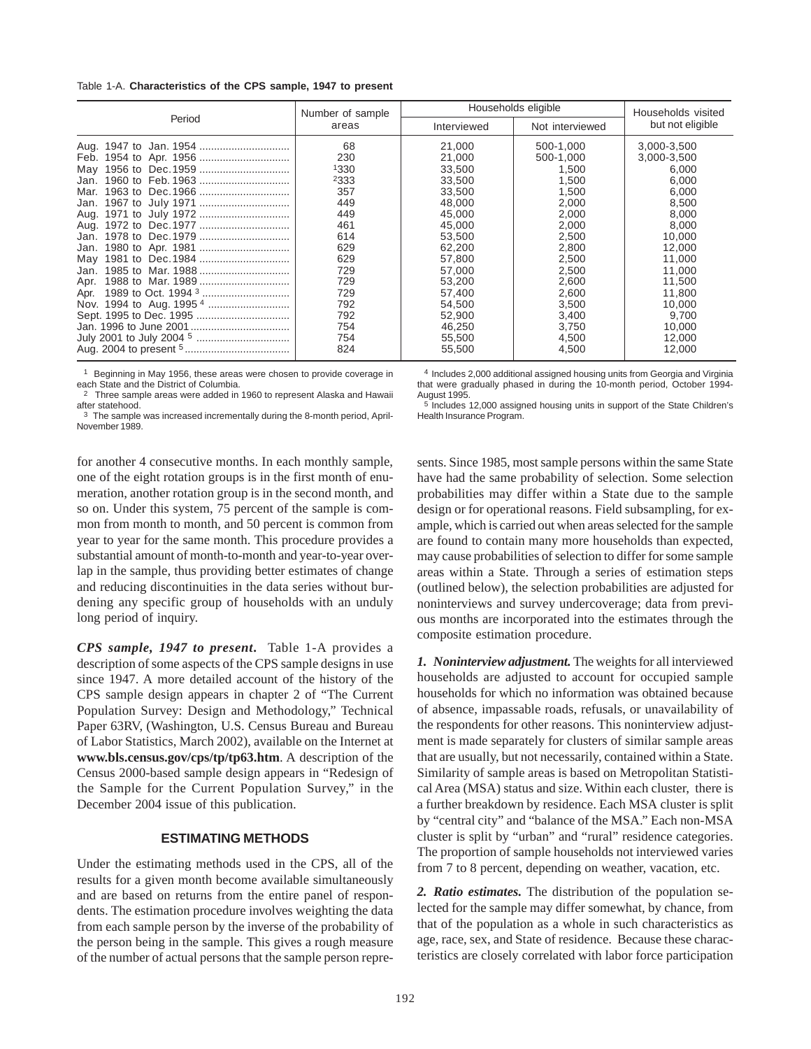Table 1-A. **Characteristics of the CPS sample, 1947 to present**

| Period | Number of sample areas | Households eligible | | Households visited but not eligible |
|---|---|---|---|---|
| | | Interviewed | Not interviewed | |
| Aug. 1947 to Jan. 1954 | 68 | 21,000 | 500-1,000 | 3,000-3,500 |
| Feb. 1954 to Apr. 1956 | 230 | 21,000 | 500-1,000 | 3,000-3,500 |
| May 1956 to Dec. 1959 | [1]330 | 33,500 | 1,500 | 6,000 |
| Jan. 1960 to Feb. 1963 | [2]333 | 33,500 | 1,500 | 6,000 |
| Mar. 1963 to Dec. 1966 | 357 | 33,500 | 1,500 | 6,000 |
| Jan. 1967 to July 1971 | 449 | 48,000 | 2,000 | 8,500 |
| Aug. 1971 to July 1972 | 449 | 45,000 | 2,000 | 8,000 |
| Aug. 1972 to Dec. 1977 | 461 | 45,000 | 2,000 | 8,000 |
| Jan. 1978 to Dec. 1979 | 614 | 53,500 | 2,500 | 10,000 |
| Jan. 1980 to Apr. 1981 | 629 | 62,200 | 2,800 | 12,000 |
| May 1981 to Dec. 1984 | 629 | 57,800 | 2,500 | 11,000 |
| Jan. 1985 to Mar. 1988 | 729 | 57,000 | 2,500 | 11,000 |
| Apr. 1988 to Mar. 1989 | 729 | 53,200 | 2,600 | 11,500 |
| Apr. 1989 to Oct. 1994 [3] | 729 | 57,400 | 2,600 | 11,800 |
| Nov. 1994 to Aug. 1995 [4] | 792 | 54,500 | 3,500 | 10,000 |
| Sept. 1995 to Dec. 1995 | 792 | 52,900 | 3,400 | 9,700 |
| Jan. 1996 to June 2001 | 754 | 46,250 | 3,750 | 10,000 |
| July 2001 to July 2004 [5] | 754 | 55,500 | 4,500 | 12,000 |
| Aug. 2004 to present [5] | 824 | 55,500 | 4,500 | 12,000 |

[1] Beginning in May 1956, these areas were chosen to provide coverage in each State and the District of Columbia.
[2] Three sample areas were added in 1960 to represent Alaska and Hawaii after statehood.
[3] The sample was increased incrementally during the 8-month period, April-November 1989.
[4] Includes 2,000 additional assigned housing units from Georgia and Virginia that were gradually phased in during the 10-month period, October 1994-August 1995.
[5] Includes 12,000 assigned housing units in support of the State Children's Health Insurance Program.

for another 4 consecutive months. In each monthly sample, one of the eight rotation groups is in the first month of enumeration, another rotation group is in the second month, and so on. Under this system, 75 percent of the sample is common from month to month, and 50 percent is common from year to year for the same month. This procedure provides a substantial amount of month-to-month and year-to-year overlap in the sample, thus providing better estimates of change and reducing discontinuities in the data series without burdening any specific group of households with an unduly long period of inquiry.

***CPS sample, 1947 to present.*** Table 1-A provides a description of some aspects of the CPS sample designs in use since 1947. A more detailed account of the history of the CPS sample design appears in chapter 2 of "The Current Population Survey: Design and Methodology," Technical Paper 63RV, (Washington, U.S. Census Bureau and Bureau of Labor Statistics, March 2002), available on the Internet at **www.bls.census.gov/cps/tp/tp63.htm**. A description of the Census 2000-based sample design appears in "Redesign of the Sample for the Current Population Survey," in the December 2004 issue of this publication.

## ESTIMATING METHODS

Under the estimating methods used in the CPS, all of the results for a given month become available simultaneously and are based on returns from the entire panel of respondents. The estimation procedure involves weighting the data from each sample person by the inverse of the probability of the person being in the sample. This gives a rough measure of the number of actual persons that the sample person represents. Since 1985, most sample persons within the same State have had the same probability of selection. Some selection probabilities may differ within a State due to the sample design or for operational reasons. Field subsampling, for example, which is carried out when areas selected for the sample are found to contain many more households than expected, may cause probabilities of selection to differ for some sample areas within a State. Through a series of estimation steps (outlined below), the selection probabilities are adjusted for noninterviews and survey undercoverage; data from previous months are incorporated into the estimates through the composite estimation procedure.

***1. Noninterview adjustment.*** The weights for all interviewed households are adjusted to account for occupied sample households for which no information was obtained because of absence, impassable roads, refusals, or unavailability of the respondents for other reasons. This noninterview adjustment is made separately for clusters of similar sample areas that are usually, but not necessarily, contained within a State. Similarity of sample areas is based on Metropolitan Statistical Area (MSA) status and size. Within each cluster, there is a further breakdown by residence. Each MSA cluster is split by "central city" and "balance of the MSA." Each non-MSA cluster is split by "urban" and "rural" residence categories. The proportion of sample households not interviewed varies from 7 to 8 percent, depending on weather, vacation, etc.

***2. Ratio estimates.*** The distribution of the population selected for the sample may differ somewhat, by chance, from that of the population as a whole in such characteristics as age, race, sex, and State of residence. Because these characteristics are closely correlated with labor force participation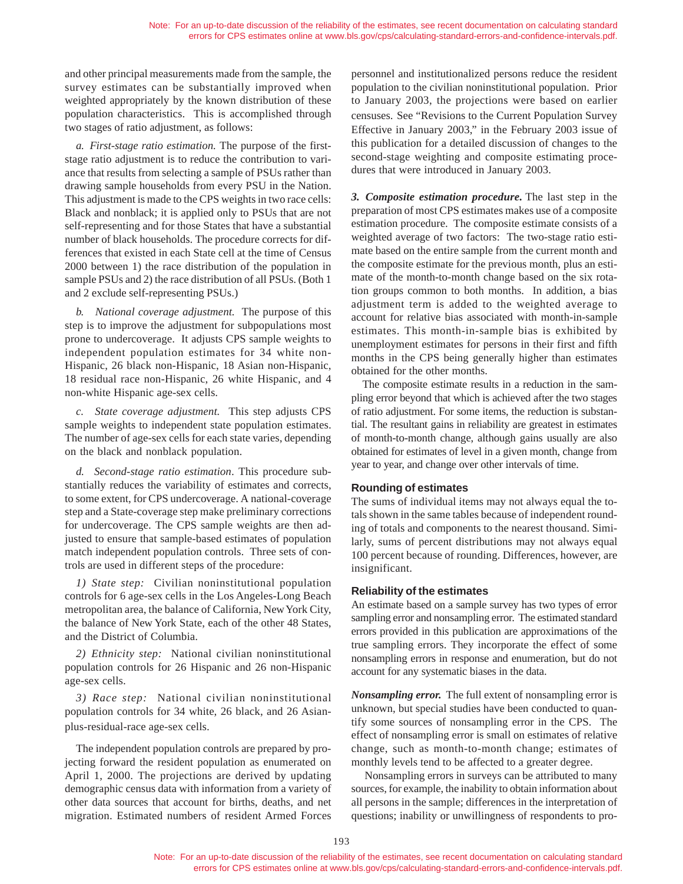and other principal measurements made from the sample, the survey estimates can be substantially improved when weighted appropriately by the known distribution of these population characteristics. This is accomplished through two stages of ratio adjustment, as follows:

*a. First-stage ratio estimation.* The purpose of the first-stage ratio adjustment is to reduce the contribution to variance that results from selecting a sample of PSUs rather than drawing sample households from every PSU in the Nation. This adjustment is made to the CPS weights in two race cells: Black and nonblack; it is applied only to PSUs that are not self-representing and for those States that have a substantial number of black households. The procedure corrects for differences that existed in each State cell at the time of Census 2000 between 1) the race distribution of the population in sample PSUs and 2) the race distribution of all PSUs. (Both 1 and 2 exclude self-representing PSUs.)

*b. National coverage adjustment.* The purpose of this step is to improve the adjustment for subpopulations most prone to undercoverage. It adjusts CPS sample weights to independent population estimates for 34 white non-Hispanic, 26 black non-Hispanic, 18 Asian non-Hispanic, 18 residual race non-Hispanic, 26 white Hispanic, and 4 non-white Hispanic age-sex cells.

*c. State coverage adjustment.* This step adjusts CPS sample weights to independent state population estimates. The number of age-sex cells for each state varies, depending on the black and nonblack population.

*d. Second-stage ratio estimation*. This procedure substantially reduces the variability of estimates and corrects, to some extent, for CPS undercoverage. A national-coverage step and a State-coverage step make preliminary corrections for undercoverage. The CPS sample weights are then adjusted to ensure that sample-based estimates of population match independent population controls. Three sets of controls are used in different steps of the procedure:

*1) State step:* Civilian noninstitutional population controls for 6 age-sex cells in the Los Angeles-Long Beach metropolitan area, the balance of California, New York City, the balance of New York State, each of the other 48 States, and the District of Columbia.

*2) Ethnicity step:* National civilian noninstitutional population controls for 26 Hispanic and 26 non-Hispanic age-sex cells.

*3) Race step:* National civilian noninstitutional population controls for 34 white, 26 black, and 26 Asian-plus-residual-race age-sex cells.

The independent population controls are prepared by projecting forward the resident population as enumerated on April 1, 2000. The projections are derived by updating demographic census data with information from a variety of other data sources that account for births, deaths, and net migration. Estimated numbers of resident Armed Forces personnel and institutionalized persons reduce the resident population to the civilian noninstitutional population. Prior to January 2003, the projections were based on earlier censuses. See "Revisions to the Current Population Survey Effective in January 2003," in the February 2003 issue of this publication for a detailed discussion of changes to the second-stage weighting and composite estimating procedures that were introduced in January 2003.

***3. Composite estimation procedure.*** The last step in the preparation of most CPS estimates makes use of a composite estimation procedure. The composite estimate consists of a weighted average of two factors: The two-stage ratio estimate based on the entire sample from the current month and the composite estimate for the previous month, plus an estimate of the month-to-month change based on the six rotation groups common to both months. In addition, a bias adjustment term is added to the weighted average to account for relative bias associated with month-in-sample estimates. This month-in-sample bias is exhibited by unemployment estimates for persons in their first and fifth months in the CPS being generally higher than estimates obtained for the other months.

The composite estimate results in a reduction in the sampling error beyond that which is achieved after the two stages of ratio adjustment. For some items, the reduction is substantial. The resultant gains in reliability are greatest in estimates of month-to-month change, although gains usually are also obtained for estimates of level in a given month, change from year to year, and change over other intervals of time.

### Rounding of estimates

The sums of individual items may not always equal the totals shown in the same tables because of independent rounding of totals and components to the nearest thousand. Similarly, sums of percent distributions may not always equal 100 percent because of rounding. Differences, however, are insignificant.

### Reliability of the estimates

An estimate based on a sample survey has two types of error sampling error and nonsampling error. The estimated standard errors provided in this publication are approximations of the true sampling errors. They incorporate the effect of some nonsampling errors in response and enumeration, but do not account for any systematic biases in the data.

***Nonsampling error.*** The full extent of nonsampling error is unknown, but special studies have been conducted to quantify some sources of nonsampling error in the CPS. The effect of nonsampling error is small on estimates of relative change, such as month-to-month change; estimates of monthly levels tend to be affected to a greater degree.

Nonsampling errors in surveys can be attributed to many sources, for example, the inability to obtain information about all persons in the sample; differences in the interpretation of questions; inability or unwillingness of respondents to pro-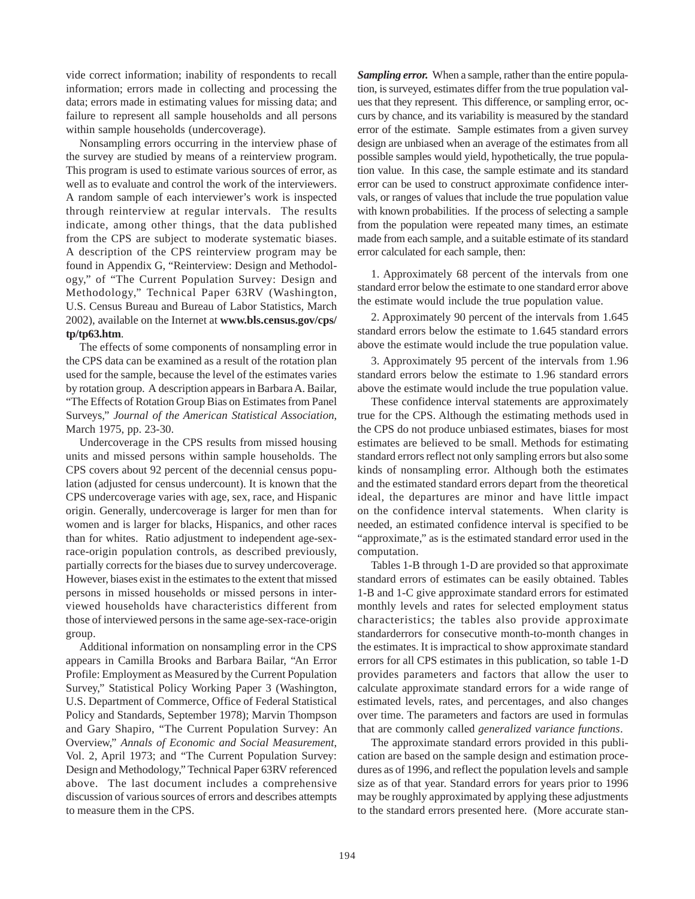vide correct information; inability of respondents to recall information; errors made in collecting and processing the data; errors made in estimating values for missing data; and failure to represent all sample households and all persons within sample households (undercoverage).

Nonsampling errors occurring in the interview phase of the survey are studied by means of a reinterview program. This program is used to estimate various sources of error, as well as to evaluate and control the work of the interviewers. A random sample of each interviewer's work is inspected through reinterview at regular intervals. The results indicate, among other things, that the data published from the CPS are subject to moderate systematic biases. A description of the CPS reinterview program may be found in Appendix G, "Reinterview: Design and Methodology," of "The Current Population Survey: Design and Methodology," Technical Paper 63RV (Washington, U.S. Census Bureau and Bureau of Labor Statistics, March 2002), available on the Internet at **www.bls.census.gov/cps/tp/tp63.htm**.

The effects of some components of nonsampling error in the CPS data can be examined as a result of the rotation plan used for the sample, because the level of the estimates varies by rotation group. A description appears in Barbara A. Bailar, "The Effects of Rotation Group Bias on Estimates from Panel Surveys," *Journal of the American Statistical Association*, March 1975, pp. 23-30.

Undercoverage in the CPS results from missed housing units and missed persons within sample households. The CPS covers about 92 percent of the decennial census population (adjusted for census undercount). It is known that the CPS undercoverage varies with age, sex, race, and Hispanic origin. Generally, undercoverage is larger for men than for women and is larger for blacks, Hispanics, and other races than for whites. Ratio adjustment to independent age-sex-race-origin population controls, as described previously, partially corrects for the biases due to survey undercoverage. However, biases exist in the estimates to the extent that missed persons in missed households or missed persons in interviewed households have characteristics different from those of interviewed persons in the same age-sex-race-origin group.

Additional information on nonsampling error in the CPS appears in Camilla Brooks and Barbara Bailar, "An Error Profile: Employment as Measured by the Current Population Survey," Statistical Policy Working Paper 3 (Washington, U.S. Department of Commerce, Office of Federal Statistical Policy and Standards, September 1978); Marvin Thompson and Gary Shapiro, "The Current Population Survey: An Overview," *Annals of Economic and Social Measurement*, Vol. 2, April 1973; and "The Current Population Survey: Design and Methodology," Technical Paper 63RV referenced above. The last document includes a comprehensive discussion of various sources of errors and describes attempts to measure them in the CPS.

***Sampling error.*** When a sample, rather than the entire population, is surveyed, estimates differ from the true population values that they represent. This difference, or sampling error, occurs by chance, and its variability is measured by the standard error of the estimate. Sample estimates from a given survey design are unbiased when an average of the estimates from all possible samples would yield, hypothetically, the true population value. In this case, the sample estimate and its standard error can be used to construct approximate confidence intervals, or ranges of values that include the true population value with known probabilities. If the process of selecting a sample from the population were repeated many times, an estimate made from each sample, and a suitable estimate of its standard error calculated for each sample, then:

1. Approximately 68 percent of the intervals from one standard error below the estimate to one standard error above the estimate would include the true population value.

2. Approximately 90 percent of the intervals from 1.645 standard errors below the estimate to 1.645 standard errors above the estimate would include the true population value.

3. Approximately 95 percent of the intervals from 1.96 standard errors below the estimate to 1.96 standard errors above the estimate would include the true population value.

These confidence interval statements are approximately true for the CPS. Although the estimating methods used in the CPS do not produce unbiased estimates, biases for most estimates are believed to be small. Methods for estimating standard errors reflect not only sampling errors but also some kinds of nonsampling error. Although both the estimates and the estimated standard errors depart from the theoretical ideal, the departures are minor and have little impact on the confidence interval statements. When clarity is needed, an estimated confidence interval is specified to be "approximate," as is the estimated standard error used in the computation.

Tables 1-B through 1-D are provided so that approximate standard errors of estimates can be easily obtained. Tables 1-B and 1-C give approximate standard errors for estimated monthly levels and rates for selected employment status characteristics; the tables also provide approximate standarderrors for consecutive month-to-month changes in the estimates. It is impractical to show approximate standard errors for all CPS estimates in this publication, so table 1-D provides parameters and factors that allow the user to calculate approximate standard errors for a wide range of estimated levels, rates, and percentages, and also changes over time. The parameters and factors are used in formulas that are commonly called *generalized variance functions*.

The approximate standard errors provided in this publication are based on the sample design and estimation procedures as of 1996, and reflect the population levels and sample size as of that year. Standard errors for years prior to 1996 may be roughly approximated by applying these adjustments to the standard errors presented here. (More accurate stan-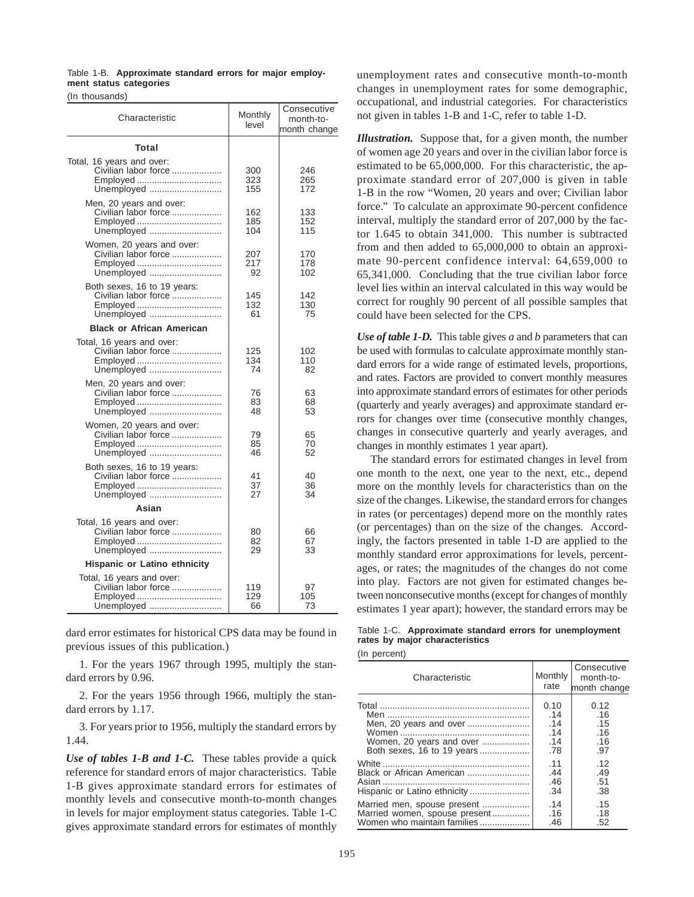Table 1-B. **Approximate standard errors for major employment status categories**

(In thousands)

| Characteristic | Monthly level | Consecutive month-to-month change |
|---|---|---|
| **Total** | | |
| Total, 16 years and over: | | |
| Civilian labor force | 300 | 246 |
| Employed | 323 | 265 |
| Unemployed | 155 | 172 |
| Men, 20 years and over: | | |
| Civilian labor force | 162 | 133 |
| Employed | 185 | 152 |
| Unemployed | 104 | 115 |
| Women, 20 years and over: | | |
| Civilian labor force | 207 | 170 |
| Employed | 217 | 178 |
| Unemployed | 92 | 102 |
| Both sexes, 16 to 19 years: | | |
| Civilian labor force | 145 | 142 |
| Employed | 132 | 130 |
| Unemployed | 61 | 75 |
| **Black or African American** | | |
| Total, 16 years and over: | | |
| Civilian labor force | 125 | 102 |
| Employed | 134 | 110 |
| Unemployed | 74 | 82 |
| Men, 20 years and over: | | |
| Civilian labor force | 76 | 63 |
| Employed | 83 | 68 |
| Unemployed | 48 | 53 |
| Women, 20 years and over: | | |
| Civilian labor force | 79 | 65 |
| Employed | 85 | 70 |
| Unemployed | 46 | 52 |
| Both sexes, 16 to 19 years: | | |
| Civilian labor force | 41 | 40 |
| Employed | 37 | 36 |
| Unemployed | 27 | 34 |
| **Asian** | | |
| Total, 16 years and over: | | |
| Civilian labor force | 80 | 66 |
| Employed | 82 | 67 |
| Unemployed | 29 | 33 |
| **Hispanic or Latino ethnicity** | | |
| Total, 16 years and over: | | |
| Civilian labor force | 119 | 97 |
| Employed | 129 | 105 |
| Unemployed | 66 | 73 |

dard error estimates for historical CPS data may be found in previous issues of this publication.)

1. For the years 1967 through 1995, multiply the standard errors by 0.96.

2. For the years 1956 through 1966, multiply the standard errors by 1.17.

3. For years prior to 1956, multiply the standard errors by 1.44.

***Use of tables 1-B and 1-C.*** These tables provide a quick reference for standard errors of major characteristics. Table 1-B gives approximate standard errors for estimates of monthly levels and consecutive month-to-month changes in levels for major employment status categories. Table 1-C gives approximate standard errors for estimates of monthly unemployment rates and consecutive month-to-month changes in unemployment rates for some demographic, occupational, and industrial categories. For characteristics not given in tables 1-B and 1-C, refer to table 1-D.

***Illustration.*** Suppose that, for a given month, the number of women age 20 years and over in the civilian labor force is estimated to be 65,000,000. For this characteristic, the approximate standard error of 207,000 is given in table 1-B in the row "Women, 20 years and over; Civilian labor force." To calculate an approximate 90-percent confidence interval, multiply the standard error of 207,000 by the factor 1.645 to obtain 341,000. This number is subtracted from and then added to 65,000,000 to obtain an approximate 90-percent confidence interval: 64,659,000 to 65,341,000. Concluding that the true civilian labor force level lies within an interval calculated in this way would be correct for roughly 90 percent of all possible samples that could have been selected for the CPS.

***Use of table 1-D.*** This table gives *a* and *b* parameters that can be used with formulas to calculate approximate monthly standard errors for a wide range of estimated levels, proportions, and rates. Factors are provided to convert monthly measures into approximate standard errors of estimates for other periods (quarterly and yearly averages) and approximate standard errors for changes over time (consecutive monthly changes, changes in consecutive quarterly and yearly averages, and changes in monthly estimates 1 year apart).

The standard errors for estimated changes in level from one month to the next, one year to the next, etc., depend more on the monthly levels for characteristics than on the size of the changes. Likewise, the standard errors for changes in rates (or percentages) depend more on the monthly rates (or percentages) than on the size of the changes. Accordingly, the factors presented in table 1-D are applied to the monthly standard error approximations for levels, percentages, or rates; the magnitudes of the changes do not come into play. Factors are not given for estimated changes between nonconsecutive months (except for changes of monthly estimates 1 year apart); however, the standard errors may be

Table 1-C. **Approximate standard errors for unemployment rates by major characteristics**

(In percent)

| Characteristic | Monthly rate | Consecutive month-to-month change |
|---|---|---|
| Total | 0.10 | 0.12 |
| Men | .14 | .16 |
| Men, 20 years and over | .14 | .15 |
| Women | .14 | .16 |
| Women, 20 years and over | .14 | .16 |
| Both sexes, 16 to 19 years | .78 | .97 |
| White | .11 | .12 |
| Black or African American | .44 | .49 |
| Asian | .46 | .51 |
| Hispanic or Latino ethnicity | .34 | .38 |
| Married men, spouse present | .14 | .15 |
| Married women, spouse present | .16 | .18 |
| Women who maintain families | .46 | .52 |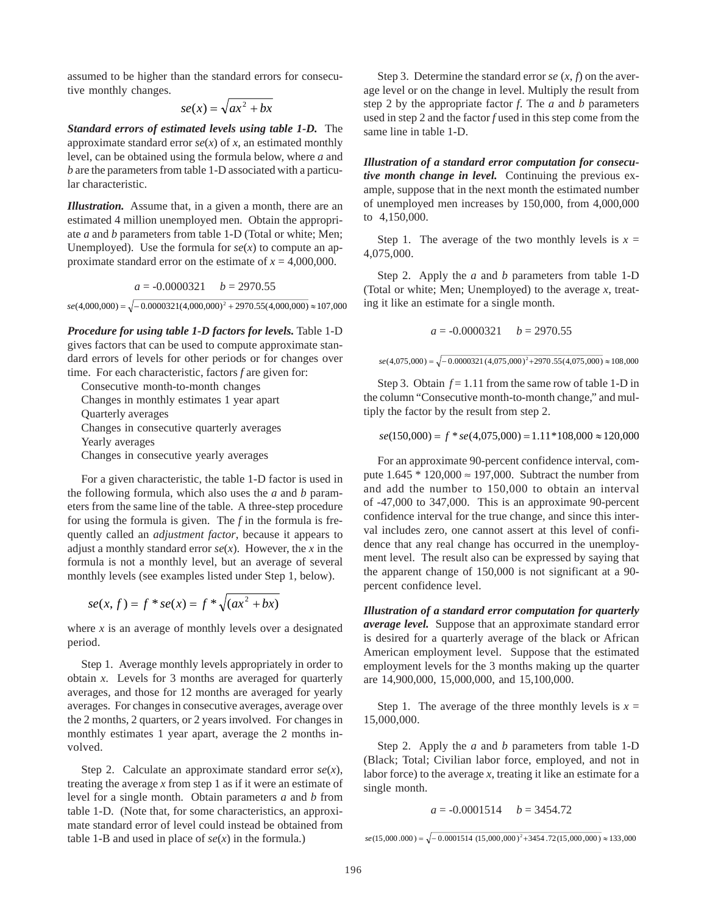assumed to be higher than the standard errors for consecutive monthly changes.

$$se(x) = \sqrt{ax^2 + bx}$$

***Standard errors of estimated levels using table 1-D.*** The approximate standard error $se(x)$ of $x$, an estimated monthly level, can be obtained using the formula below, where $a$ and $b$ are the parameters from table 1-D associated with a particular characteristic.

***Illustration.*** Assume that, in a given a month, there are an estimated 4 million unemployed men. Obtain the appropriate $a$ and $b$ parameters from table 1-D (Total or white; Men; Unemployed). Use the formula for $se(x)$ to compute an approximate standard error on the estimate of $x$ = 4,000,000.

$$a = -0.0000321 \quad b = 2970.55$$

$$se(4{,}000{,}000) = \sqrt{-0.0000321(4{,}000{,}000)^2 + 2970.55(4{,}000{,}000)} \approx 107{,}000$$

***Procedure for using table 1-D factors for levels.*** Table 1-D gives factors that can be used to compute approximate standard errors of levels for other periods or for changes over time. For each characteristic, factors $f$ are given for:

- Consecutive month-to-month changes
- Changes in monthly estimates 1 year apart
- Quarterly averages
- Changes in consecutive quarterly averages
- Yearly averages
- Changes in consecutive yearly averages

For a given characteristic, the table 1-D factor is used in the following formula, which also uses the $a$ and $b$ parameters from the same line of the table. A three-step procedure for using the formula is given. The $f$ in the formula is frequently called an *adjustment factor*, because it appears to adjust a monthly standard error $se(x)$. However, the $x$ in the formula is not a monthly level, but an average of several monthly levels (see examples listed under Step 1, below).

$$se(x, f) = f * se(x) = f * \sqrt{(ax^2 + bx)}$$

where $x$ is an average of monthly levels over a designated period.

Step 1. Average monthly levels appropriately in order to obtain $x$. Levels for 3 months are averaged for quarterly averages, and those for 12 months are averaged for yearly averages. For changes in consecutive averages, average over the 2 months, 2 quarters, or 2 years involved. For changes in monthly estimates 1 year apart, average the 2 months involved.

Step 2. Calculate an approximate standard error $se(x)$, treating the average $x$ from step 1 as if it were an estimate of level for a single month. Obtain parameters $a$ and $b$ from table 1-D. (Note that, for some characteristics, an approximate standard error of level could instead be obtained from table 1-B and used in place of $se(x)$ in the formula.)

Step 3. Determine the standard error $se(x, f)$ on the average level or on the change in level. Multiply the result from step 2 by the appropriate factor $f$. The $a$ and $b$ parameters used in step 2 and the factor $f$ used in this step come from the same line in table 1-D.

***Illustration of a standard error computation for consecutive month change in level.*** Continuing the previous example, suppose that in the next month the estimated number of unemployed men increases by 150,000, from 4,000,000 to 4,150,000.

Step 1. The average of the two monthly levels is $x$ = 4,075,000.

Step 2. Apply the $a$ and $b$ parameters from table 1-D (Total or white; Men; Unemployed) to the average $x$, treating it like an estimate for a single month.

$$a = -0.0000321 \quad b = 2970.55$$

$$se(4{,}075{,}000) = \sqrt{-0.0000321(4{,}075{,}000)^2 + 2970.55(4{,}075{,}000)} \approx 108{,}000$$

Step 3. Obtain $f$ = 1.11 from the same row of table 1-D in the column "Consecutive month-to-month change," and multiply the factor by the result from step 2.

$$se(150{,}000) = f * se(4{,}075{,}000) = 1.11 * 108{,}000 \approx 120{,}000$$

For an approximate 90-percent confidence interval, compute 1.645 * 120,000 ≈ 197,000. Subtract the number from and add the number to 150,000 to obtain an interval of -47,000 to 347,000. This is an approximate 90-percent confidence interval for the true change, and since this interval includes zero, one cannot assert at this level of confidence that any real change has occurred in the unemployment level. The result also can be expressed by saying that the apparent change of 150,000 is not significant at a 90-percent confidence level.

***Illustration of a standard error computation for quarterly average level.*** Suppose that an approximate standard error is desired for a quarterly average of the black or African American employment level. Suppose that the estimated employment levels for the 3 months making up the quarter are 14,900,000, 15,000,000, and 15,100,000.

Step 1. The average of the three monthly levels is $x$ = 15,000,000.

Step 2. Apply the $a$ and $b$ parameters from table 1-D (Black; Total; Civilian labor force, employed, and not in labor force) to the average $x$, treating it like an estimate for a single month.

$$a = -0.0001514 \quad b = 3454.72$$

$$se(15{,}000{,}000) = \sqrt{-0.0001514(15{,}000{,}000)^2 + 3454.72(15{,}000{,}000)} \approx 133{,}000$$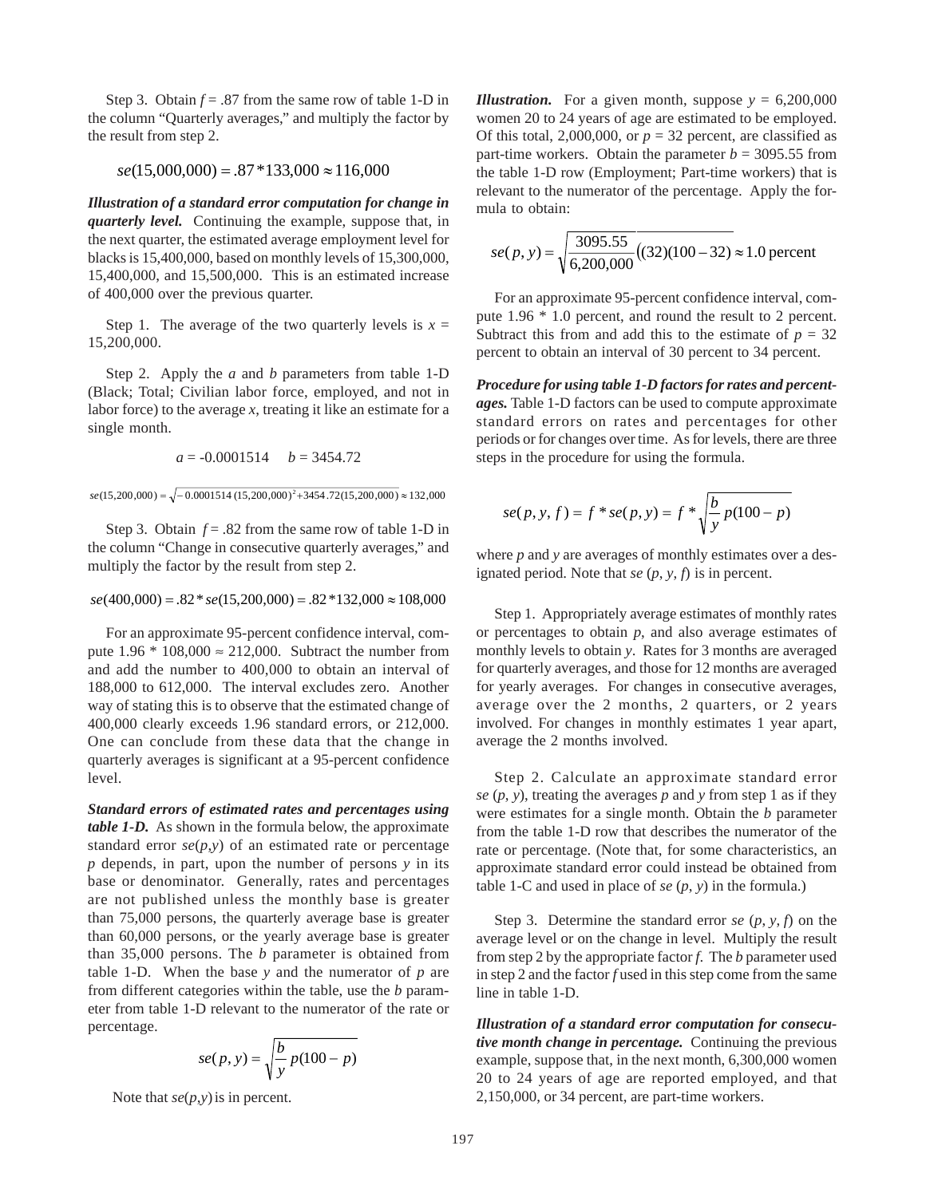Step 3. Obtain $f = .87$ from the same row of table 1-D in the column "Quarterly averages," and multiply the factor by the result from step 2.

$$se(15{,}000{,}000) = .87 * 133{,}000 \approx 116{,}000$$

***Illustration of a standard error computation for change in quarterly level.*** Continuing the example, suppose that, in the next quarter, the estimated average employment level for blacks is 15,400,000, based on monthly levels of 15,300,000, 15,400,000, and 15,500,000. This is an estimated increase of 400,000 over the previous quarter.

Step 1. The average of the two quarterly levels is $x$ = 15,200,000.

Step 2. Apply the $a$ and $b$ parameters from table 1-D (Black; Total; Civilian labor force, employed, and not in labor force) to the average $x$, treating it like an estimate for a single month.

$$a = -0.0001514 \qquad b = 3454.72$$

$$se(15{,}200{,}000) = \sqrt{-0.0001514\,(15{,}200{,}000)^2 + 3454.72(15{,}200{,}000)} \approx 132{,}000$$

Step 3. Obtain $f = .82$ from the same row of table 1-D in the column "Change in consecutive quarterly averages," and multiply the factor by the result from step 2.

$$se(400{,}000) = .82 * se(15{,}200{,}000) = .82 * 132{,}000 \approx 108{,}000$$

For an approximate 95-percent confidence interval, compute $1.96 * 108{,}000 \approx 212{,}000$. Subtract the number from and add the number to 400,000 to obtain an interval of 188,000 to 612,000. The interval excludes zero. Another way of stating this is to observe that the estimated change of 400,000 clearly exceeds 1.96 standard errors, or 212,000. One can conclude from these data that the change in quarterly averages is significant at a 95-percent confidence level.

***Standard errors of estimated rates and percentages using table 1-D.*** As shown in the formula below, the approximate standard error $se(p,y)$ of an estimated rate or percentage $p$ depends, in part, upon the number of persons $y$ in its base or denominator. Generally, rates and percentages are not published unless the monthly base is greater than 75,000 persons, the quarterly average base is greater than 60,000 persons, or the yearly average base is greater than 35,000 persons. The $b$ parameter is obtained from table 1-D. When the base $y$ and the numerator of $p$ are from different categories within the table, use the $b$ parameter from table 1-D relevant to the numerator of the rate or percentage.

$$se(p, y) = \sqrt{\frac{b}{y}\, p(100 - p)}$$

Note that $se(p,y)$ is in percent.

***Illustration.*** For a given month, suppose $y$ = 6,200,000 women 20 to 24 years of age are estimated to be employed. Of this total, 2,000,000, or $p$ = 32 percent, are classified as part-time workers. Obtain the parameter $b$ = 3095.55 from the table 1-D row (Employment; Part-time workers) that is relevant to the numerator of the percentage. Apply the formula to obtain:

$$se(p, y) = \sqrt{\frac{3095.55}{6{,}200{,}000}\big((32)(100-32)\big)} \approx 1.0 \text{ percent}$$

For an approximate 95-percent confidence interval, compute 1.96 * 1.0 percent, and round the result to 2 percent. Subtract this from and add this to the estimate of $p$ = 32 percent to obtain an interval of 30 percent to 34 percent.

***Procedure for using table 1-D factors for rates and percentages.*** Table 1-D factors can be used to compute approximate standard errors on rates and percentages for other periods or for changes over time. As for levels, there are three steps in the procedure for using the formula.

$$se(p, y, f) = f * se(p, y) = f * \sqrt{\frac{b}{y}\, p(100 - p)}$$

where $p$ and $y$ are averages of monthly estimates over a designated period. Note that $se(p, y, f)$ is in percent.

Step 1. Appropriately average estimates of monthly rates or percentages to obtain $p$, and also average estimates of monthly levels to obtain $y$. Rates for 3 months are averaged for quarterly averages, and those for 12 months are averaged for yearly averages. For changes in consecutive averages, average over the 2 months, 2 quarters, or 2 years involved. For changes in monthly estimates 1 year apart, average the 2 months involved.

Step 2. Calculate an approximate standard error $se(p, y)$, treating the averages $p$ and $y$ from step 1 as if they were estimates for a single month. Obtain the $b$ parameter from the table 1-D row that describes the numerator of the rate or percentage. (Note that, for some characteristics, an approximate standard error could instead be obtained from table 1-C and used in place of $se(p, y)$ in the formula.)

Step 3. Determine the standard error $se(p, y, f)$ on the average level or on the change in level. Multiply the result from step 2 by the appropriate factor $f$. The $b$ parameter used in step 2 and the factor $f$ used in this step come from the same line in table 1-D.

***Illustration of a standard error computation for consecutive month change in percentage.*** Continuing the previous example, suppose that, in the next month, 6,300,000 women 20 to 24 years of age are reported employed, and that 2,150,000, or 34 percent, are part-time workers.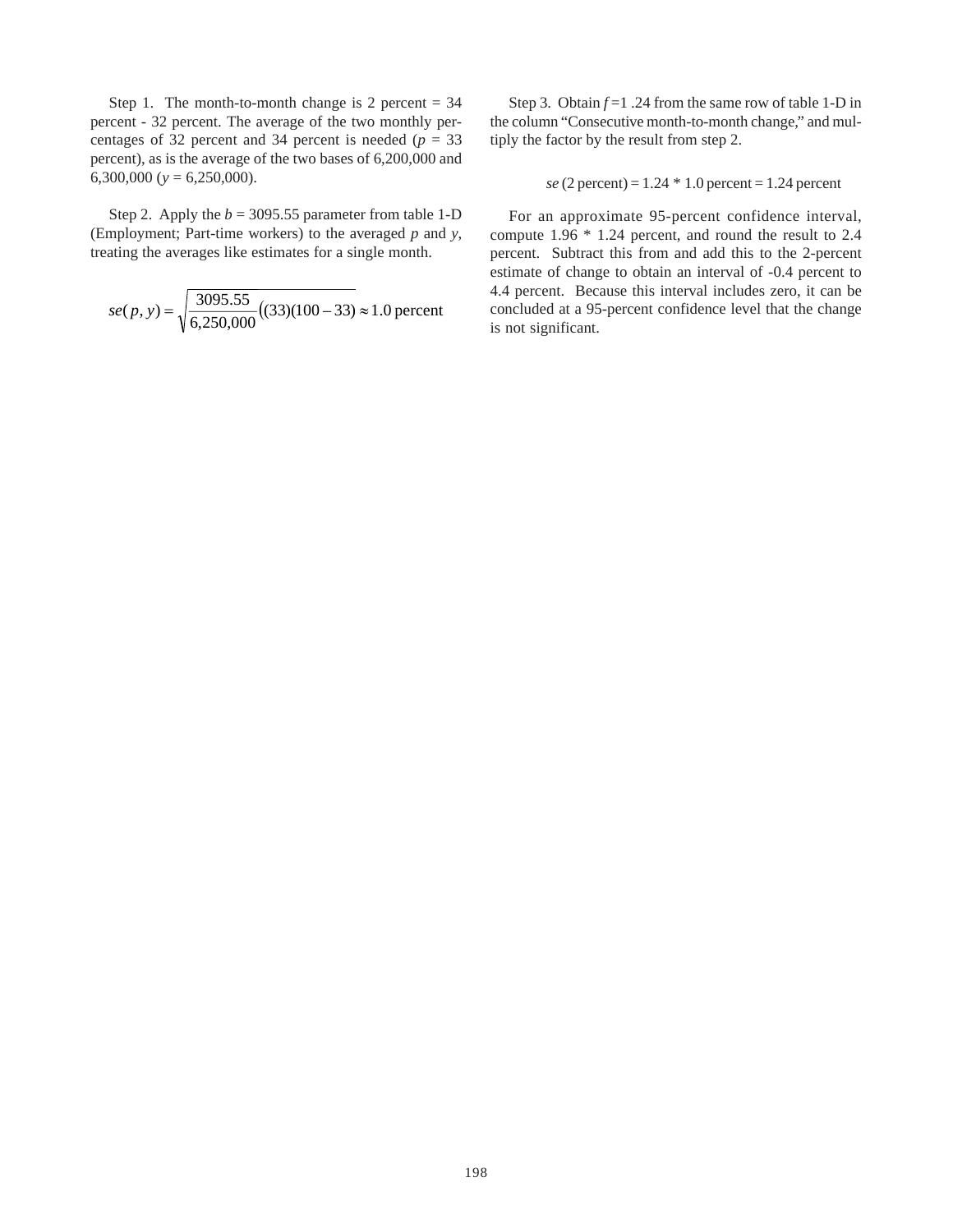Step 1. The month-to-month change is 2 percent = 34 percent - 32 percent. The average of the two monthly percentages of 32 percent and 34 percent is needed ($p$ = 33 percent), as is the average of the two bases of 6,200,000 and 6,300,000 ($y$ = 6,250,000).

Step 2. Apply the $b$ = 3095.55 parameter from table 1-D (Employment; Part-time workers) to the averaged $p$ and $y$, treating the averages like estimates for a single month.

$$se(p, y) = \sqrt{\frac{3095.55}{6{,}250{,}000}\left((33)(100-33)\right)} \approx 1.0 \text{ percent}$$

Step 3. Obtain $f$ =1 .24 from the same row of table 1-D in the column "Consecutive month-to-month change," and multiply the factor by the result from step 2.

$$se\,(2 \text{ percent}) = 1.24 * 1.0 \text{ percent} = 1.24 \text{ percent}$$

For an approximate 95-percent confidence interval, compute 1.96 * 1.24 percent, and round the result to 2.4 percent. Subtract this from and add this to the 2-percent estimate of change to obtain an interval of -0.4 percent to 4.4 percent. Because this interval includes zero, it can be concluded at a 95-percent confidence level that the change is not significant.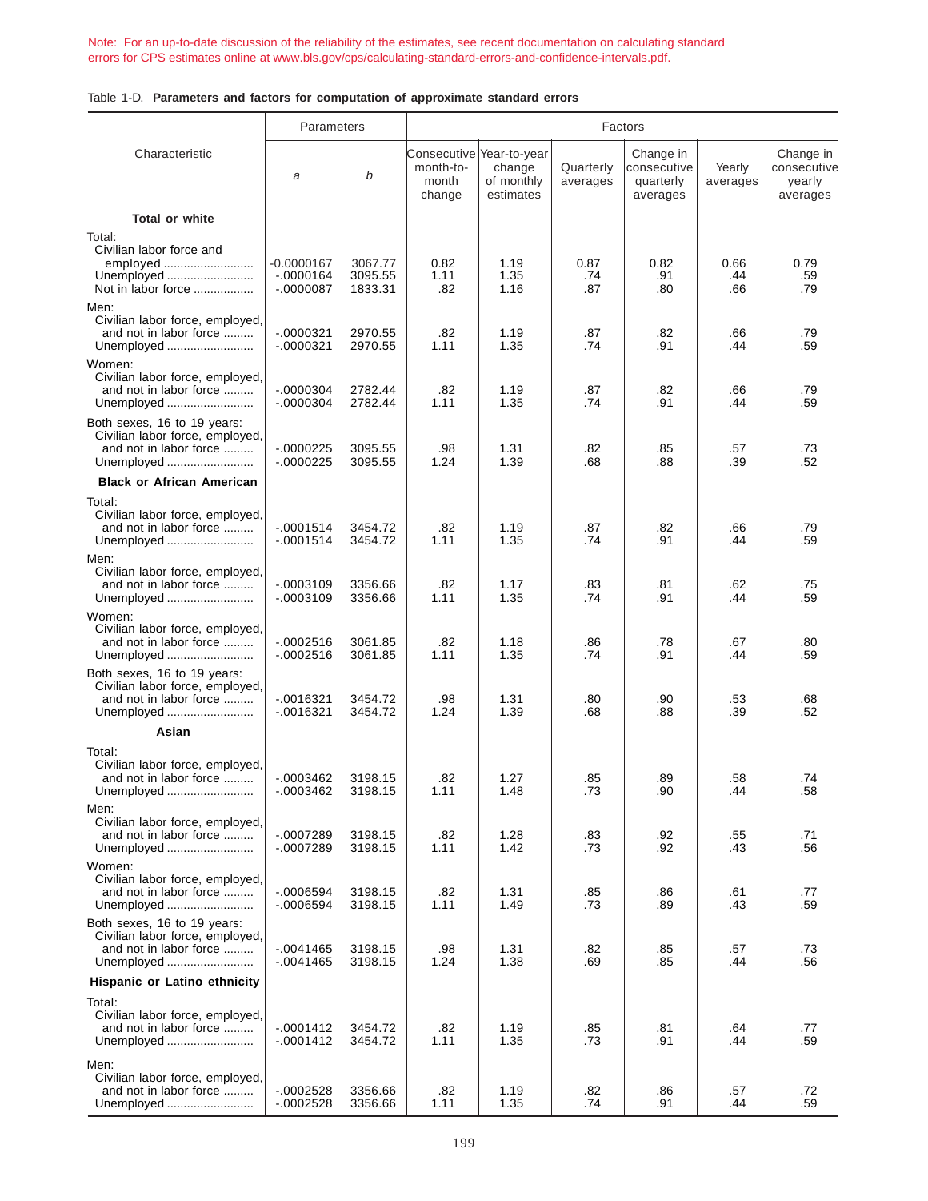Note: For an up-to-date discussion of the reliability of the estimates, see recent documentation on calculating standard errors for CPS estimates online at www.bls.gov/cps/calculating-standard-errors-and-confidence-intervals.pdf.

Table 1-D. **Parameters and factors for computation of approximate standard errors**

| Characteristic | Parameters | | Factors | | | | | |
|---|---|---|---|---|---|---|---|---|
| | *a* | *b* | Consecutive month-to-month change | Year-to-year change of monthly estimates | Quarterly averages | Change in consecutive quarterly averages | Yearly averages | Change in consecutive yearly averages |
| **Total or white** | | | | | | | | |
| Total: | | | | | | | | |
| Civilian labor force and employed | -0.0000167 | 3067.77 | 0.82 | 1.19 | 0.87 | 0.82 | 0.66 | 0.79 |
| Unemployed | -.0000164 | 3095.55 | 1.11 | 1.35 | .74 | .91 | .44 | .59 |
| Not in labor force | -.0000087 | 1833.31 | .82 | 1.16 | .87 | .80 | .66 | .79 |
| Men: | | | | | | | | |
| Civilian labor force, employed, and not in labor force | -.0000321 | 2970.55 | .82 | 1.19 | .87 | .82 | .66 | .79 |
| Unemployed | -.0000321 | 2970.55 | 1.11 | 1.35 | .74 | .91 | .44 | .59 |
| Women: | | | | | | | | |
| Civilian labor force, employed, and not in labor force | -.0000304 | 2782.44 | .82 | 1.19 | .87 | .82 | .66 | .79 |
| Unemployed | -.0000304 | 2782.44 | 1.11 | 1.35 | .74 | .91 | .44 | .59 |
| Both sexes, 16 to 19 years: | | | | | | | | |
| Civilian labor force, employed, and not in labor force | -.0000225 | 3095.55 | .98 | 1.31 | .82 | .85 | .57 | .73 |
| Unemployed | -.0000225 | 3095.55 | 1.24 | 1.39 | .68 | .88 | .39 | .52 |
| **Black or African American** | | | | | | | | |
| Total: | | | | | | | | |
| Civilian labor force, employed, and not in labor force | -.0001514 | 3454.72 | .82 | 1.19 | .87 | .82 | .66 | .79 |
| Unemployed | -.0001514 | 3454.72 | 1.11 | 1.35 | .74 | .91 | .44 | .59 |
| Men: | | | | | | | | |
| Civilian labor force, employed, and not in labor force | -.0003109 | 3356.66 | .82 | 1.17 | .83 | .81 | .62 | .75 |
| Unemployed | -.0003109 | 3356.66 | 1.11 | 1.35 | .74 | .91 | .44 | .59 |
| Women: | | | | | | | | |
| Civilian labor force, employed, and not in labor force | -.0002516 | 3061.85 | .82 | 1.18 | .86 | .78 | .67 | .80 |
| Unemployed | -.0002516 | 3061.85 | 1.11 | 1.35 | .74 | .91 | .44 | .59 |
| Both sexes, 16 to 19 years: | | | | | | | | |
| Civilian labor force, employed, and not in labor force | -.0016321 | 3454.72 | .98 | 1.31 | .80 | .90 | .53 | .68 |
| Unemployed | -.0016321 | 3454.72 | 1.24 | 1.39 | .68 | .88 | .39 | .52 |
| **Asian** | | | | | | | | |
| Total: | | | | | | | | |
| Civilian labor force, employed, and not in labor force | -.0003462 | 3198.15 | .82 | 1.27 | .85 | .89 | .58 | .74 |
| Unemployed | -.0003462 | 3198.15 | 1.11 | 1.48 | .73 | .90 | .44 | .58 |
| Men: | | | | | | | | |
| Civilian labor force, employed, and not in labor force | -.0007289 | 3198.15 | .82 | 1.28 | .83 | .92 | .55 | .71 |
| Unemployed | -.0007289 | 3198.15 | 1.11 | 1.42 | .73 | .92 | .43 | .56 |
| Women: | | | | | | | | |
| Civilian labor force, employed, and not in labor force | -.0006594 | 3198.15 | .82 | 1.31 | .85 | .86 | .61 | .77 |
| Unemployed | -.0006594 | 3198.15 | 1.11 | 1.49 | .73 | .89 | .43 | .59 |
| Both sexes, 16 to 19 years: | | | | | | | | |
| Civilian labor force, employed, and not in labor force | -.0041465 | 3198.15 | .98 | 1.31 | .82 | .85 | .57 | .73 |
| Unemployed | -.0041465 | 3198.15 | 1.24 | 1.38 | .69 | .85 | .44 | .56 |
| **Hispanic or Latino ethnicity** | | | | | | | | |
| Total: | | | | | | | | |
| Civilian labor force, employed, and not in labor force | -.0001412 | 3454.72 | .82 | 1.19 | .85 | .81 | .64 | .77 |
| Unemployed | -.0001412 | 3454.72 | 1.11 | 1.35 | .73 | .91 | .44 | .59 |
| Men: | | | | | | | | |
| Civilian labor force, employed, and not in labor force | -.0002528 | 3356.66 | .82 | 1.19 | .82 | .86 | .57 | .72 |
| Unemployed | -.0002528 | 3356.66 | 1.11 | 1.35 | .74 | .91 | .44 | .59 |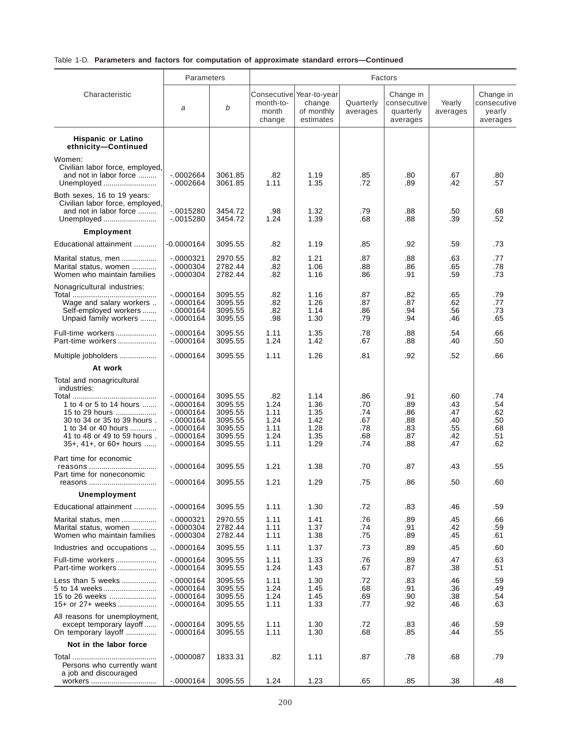Table 1-D. **Parameters and factors for computation of approximate standard errors—Continued**

| Characteristic | Parameters | | Factors | | | | | |
|---|---|---|---|---|---|---|---|---|
| | *a* | *b* | Consecutive month-to-month change | Year-to-year change of monthly estimates | Quarterly averages | Change in consecutive quarterly averages | Yearly averages | Change in consecutive yearly averages |
| **Hispanic or Latino ethnicity—Continued** | | | | | | | | |
| Women: | | | | | | | | |
| Civilian labor force, employed, and not in labor force | -.0002664 | 3061.85 | .82 | 1.19 | .85 | .80 | .67 | .80 |
| Unemployed | -.0002664 | 3061.85 | 1.11 | 1.35 | .72 | .89 | .42 | .57 |
| Both sexes, 16 to 19 years: | | | | | | | | |
| Civilian labor force, employed, and not in labor force | -.0015280 | 3454.72 | .98 | 1.32 | .79 | .88 | .50 | .68 |
| Unemployed | -.0015280 | 3454.72 | 1.24 | 1.39 | .68 | .88 | .39 | .52 |
| **Employment** | | | | | | | | |
| Educational attainment | -0.0000164 | 3095.55 | .82 | 1.19 | .85 | .92 | .59 | .73 |
| Marital status, men | -.0000321 | 2970.55 | .82 | 1.21 | .87 | .88 | .63 | .77 |
| Marital status, women | -.0000304 | 2782.44 | .82 | 1.06 | .88 | .86 | .65 | .78 |
| Women who maintain families | -.0000304 | 2782.44 | .82 | 1.16 | .86 | .91 | .59 | .73 |
| Nonagricultural industries: | | | | | | | | |
| Total | -.0000164 | 3095.55 | .82 | 1.16 | .87 | .82 | .65 | .79 |
| Wage and salary workers | -.0000164 | 3095.55 | .82 | 1.26 | .87 | .87 | .62 | .77 |
| Self-employed workers | -.0000164 | 3095.55 | .82 | 1.14 | .86 | .94 | .56 | .73 |
| Unpaid family workers | -.0000164 | 3095.55 | .98 | 1.30 | .79 | .94 | .46 | .65 |
| Full-time workers | -.0000164 | 3095.55 | 1.11 | 1.35 | .78 | .88 | .54 | .66 |
| Part-time workers | -.0000164 | 3095.55 | 1.24 | 1.42 | .67 | .88 | .40 | .50 |
| Multiple jobholders | -.0000164 | 3095.55 | 1.11 | 1.26 | .81 | .92 | .52 | .66 |
| **At work** | | | | | | | | |
| Total and nonagricultural industries: | | | | | | | | |
| Total | -.0000164 | 3095.55 | .82 | 1.14 | .86 | .91 | .60 | .74 |
| 1 to 4 or 5 to 14 hours | -.0000164 | 3095.55 | 1.24 | 1.36 | .70 | .89 | .43 | .54 |
| 15 to 29 hours | -.0000164 | 3095.55 | 1.11 | 1.35 | .74 | .86 | .47 | .62 |
| 30 to 34 or 35 to 39 hours | -.0000164 | 3095.55 | 1.24 | 1.42 | .67 | .88 | .40 | .50 |
| 1 to 34 or 40 hours | -.0000164 | 3095.55 | 1.11 | 1.28 | .78 | .83 | .55 | .68 |
| 41 to 48 or 49 to 59 hours | -.0000164 | 3095.55 | 1.24 | 1.35 | .68 | .87 | .42 | .51 |
| 35+, 41+, or 60+ hours | -.0000164 | 3095.55 | 1.11 | 1.29 | .74 | .88 | .47 | .62 |
| Part time for economic reasons | -.0000164 | 3095.55 | 1.21 | 1.38 | .70 | .87 | .43 | .55 |
| Part time for noneconomic reasons | -.0000164 | 3095.55 | 1.21 | 1.29 | .75 | .86 | .50 | .60 |
| **Unemployment** | | | | | | | | |
| Educational attainment | -.0000164 | 3095.55 | 1.11 | 1.30 | .72 | .83 | .46 | .59 |
| Marital status, men | -.0000321 | 2970.55 | 1.11 | 1.41 | .76 | .89 | .45 | .66 |
| Marital status, women | -.0000304 | 2782.44 | 1.11 | 1.37 | .74 | .91 | .42 | .59 |
| Women who maintain families | -.0000304 | 2782.44 | 1.11 | 1.38 | .75 | .89 | .45 | .61 |
| Industries and occupations | -.0000164 | 3095.55 | 1.11 | 1.37 | .73 | .89 | .45 | .60 |
| Full-time workers | -.0000164 | 3095.55 | 1.11 | 1.33 | .76 | .89 | .47 | .63 |
| Part-time workers | -.0000164 | 3095.55 | 1.24 | 1.43 | .67 | .87 | .38 | .51 |
| Less than 5 weeks | -.0000164 | 3095.55 | 1.11 | 1.30 | .72 | .83 | .46 | .59 |
| 5 to 14 weeks | -.0000164 | 3095.55 | 1.24 | 1.45 | .68 | .91 | .36 | .49 |
| 15 to 26 weeks | -.0000164 | 3095.55 | 1.24 | 1.45 | .69 | .90 | .38 | .54 |
| 15+ or 27+ weeks | -.0000164 | 3095.55 | 1.11 | 1.33 | .77 | .92 | .46 | .63 |
| All reasons for unemployment, except temporary layoff | -.0000164 | 3095.55 | 1.11 | 1.30 | .72 | .83 | .46 | .59 |
| On temporary layoff | -.0000164 | 3095.55 | 1.11 | 1.30 | .68 | .85 | .44 | .55 |
| **Not in the labor force** | | | | | | | | |
| Total | -.0000087 | 1833.31 | .82 | 1.11 | .87 | .78 | .68 | .79 |
| Persons who currently want a job and discouraged workers | -.0000164 | 3095.55 | 1.24 | 1.23 | .65 | .85 | .38 | .48 |